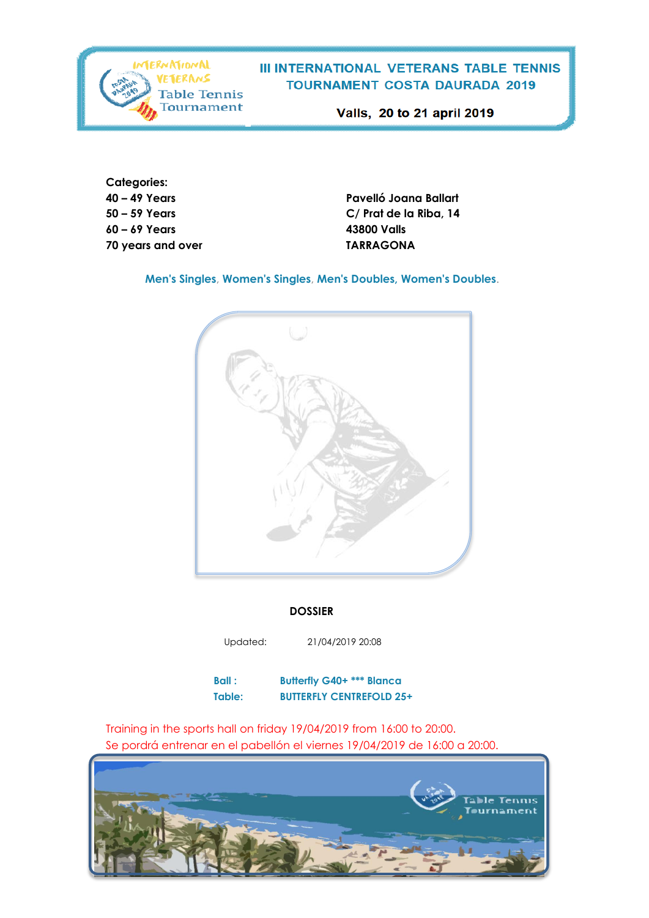# III INTERNATIONAL VETERANS TABLE TENNIS TOURNAMENT COSTA DAURADA 2019

**Valls, 20 to 21 april 2019**

**Categories:**
**40 – 49 Years**
**50 – 59 Years**
**60 – 69 Years**
**70 years and over**

**Pavelló Joana Ballart**
**C/ Prat de la Riba, 14**
**43800 Valls**
**TARRAGONA**

**Men's Singles, Women's Singles, Men's Doubles, Women's Doubles.**

**DOSSIER**

Updated: 21/04/2019 20:08

**Ball :** **Butterfly G40+ *** Blanca**
**Table:** **BUTTERFLY CENTREFOLD 25+**

Training in the sports hall on friday 19/04/2019 from 16:00 to 20:00.
Se pordrá entrenar en el pabellón el viernes 19/04/2019 de 16:00 a 20:00.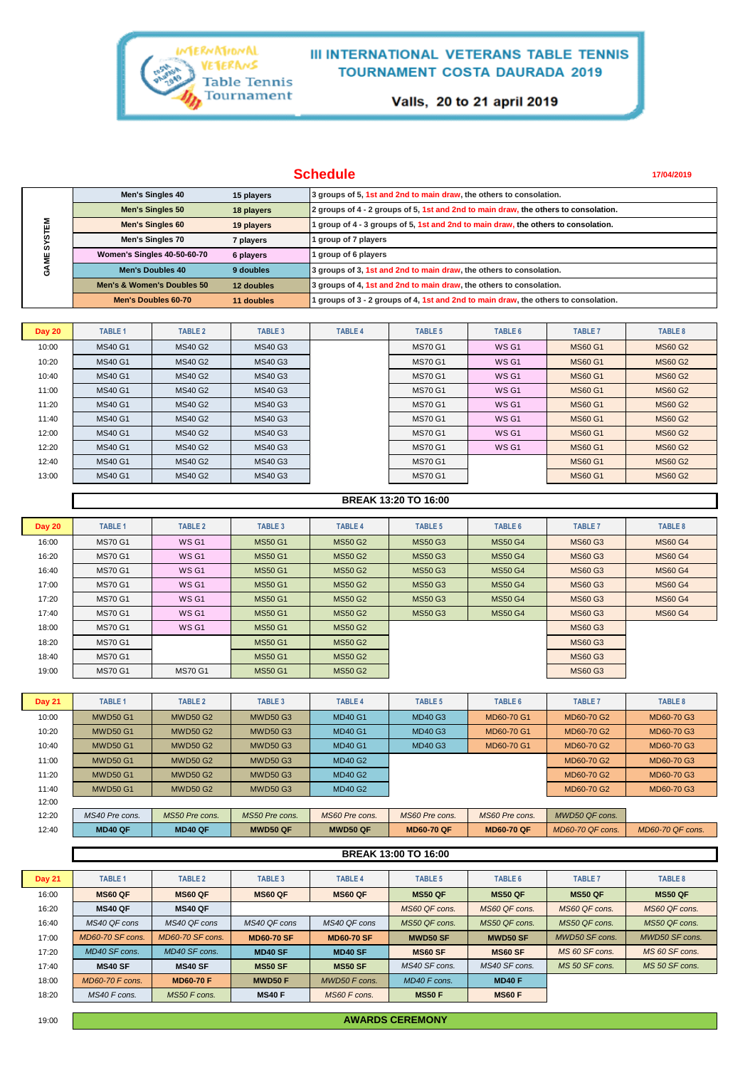# III INTERNATIONAL VETERANS TABLE TENNIS TOURNAMENT COSTA DAURADA 2019

Valls, 20 to 21 april 2019

## Schedule

17/04/2019

| GAME SYSTEM | | |
|---|---|---|
| Men's Singles 40 | 15 players | 3 groups of 5, 1st and 2nd to main draw, the others to consolation. |
| Men's Singles 50 | 18 players | 2 groups of 4 - 2 groups of 5, 1st and 2nd to main draw, the others to consolation. |
| Men's Singles 60 | 19 players | 1 group of 4 - 3 groups of 5, 1st and 2nd to main draw, the others to consolation. |
| Men's Singles 70 | 7 players | 1 group of 7 players |
| Women's Singles 40-50-60-70 | 6 players | 1 group of 6 players |
| Men's Doubles 40 | 9 doubles | 3 groups of 3, 1st and 2nd to main draw, the others to consolation. |
| Men's & Women's Doubles 50 | 12 doubles | 3 groups of 4, 1st and 2nd to main draw, the others to consolation. |
| Men's Doubles 60-70 | 11 doubles | 1 groups of 3 - 2 groups of 4, 1st and 2nd to main draw, the others to consolation. |

| Day 20 | TABLE 1 | TABLE 2 | TABLE 3 | TABLE 4 | TABLE 5 | TABLE 6 | TABLE 7 | TABLE 8 |
|---|---|---|---|---|---|---|---|---|
| 10:00 | MS40 G1 | MS40 G2 | MS40 G3 | | MS70 G1 | WS G1 | MS60 G1 | MS60 G2 |
| 10:20 | MS40 G1 | MS40 G2 | MS40 G3 | | MS70 G1 | WS G1 | MS60 G1 | MS60 G2 |
| 10:40 | MS40 G1 | MS40 G2 | MS40 G3 | | MS70 G1 | WS G1 | MS60 G1 | MS60 G2 |
| 11:00 | MS40 G1 | MS40 G2 | MS40 G3 | | MS70 G1 | WS G1 | MS60 G1 | MS60 G2 |
| 11:20 | MS40 G1 | MS40 G2 | MS40 G3 | | MS70 G1 | WS G1 | MS60 G1 | MS60 G2 |
| 11:40 | MS40 G1 | MS40 G2 | MS40 G3 | | MS70 G1 | WS G1 | MS60 G1 | MS60 G2 |
| 12:00 | MS40 G1 | MS40 G2 | MS40 G3 | | MS70 G1 | WS G1 | MS60 G1 | MS60 G2 |
| 12:20 | MS40 G1 | MS40 G2 | MS40 G3 | | MS70 G1 | WS G1 | MS60 G1 | MS60 G2 |
| 12:40 | MS40 G1 | MS40 G2 | MS40 G3 | | MS70 G1 | | MS60 G1 | MS60 G2 |
| 13:00 | MS40 G1 | MS40 G2 | MS40 G3 | | MS70 G1 | | MS60 G1 | MS60 G2 |

**BREAK 13:20 TO 16:00**

| Day 20 | TABLE 1 | TABLE 2 | TABLE 3 | TABLE 4 | TABLE 5 | TABLE 6 | TABLE 7 | TABLE 8 |
|---|---|---|---|---|---|---|---|---|
| 16:00 | MS70 G1 | WS G1 | MS50 G1 | MS50 G2 | MS50 G3 | MS50 G4 | MS60 G3 | MS60 G4 |
| 16:20 | MS70 G1 | WS G1 | MS50 G1 | MS50 G2 | MS50 G3 | MS50 G4 | MS60 G3 | MS60 G4 |
| 16:40 | MS70 G1 | WS G1 | MS50 G1 | MS50 G2 | MS50 G3 | MS50 G4 | MS60 G3 | MS60 G4 |
| 17:00 | MS70 G1 | WS G1 | MS50 G1 | MS50 G2 | MS50 G3 | MS50 G4 | MS60 G3 | MS60 G4 |
| 17:20 | MS70 G1 | WS G1 | MS50 G1 | MS50 G2 | MS50 G3 | MS50 G4 | MS60 G3 | MS60 G4 |
| 17:40 | MS70 G1 | WS G1 | MS50 G1 | MS50 G2 | MS50 G3 | MS50 G4 | MS60 G3 | MS60 G4 |
| 18:00 | MS70 G1 | WS G1 | MS50 G1 | MS50 G2 | | | MS60 G3 | |
| 18:20 | MS70 G1 | | MS50 G1 | MS50 G2 | | | MS60 G3 | |
| 18:40 | MS70 G1 | | MS50 G1 | MS50 G2 | | | MS60 G3 | |
| 19:00 | MS70 G1 | MS70 G1 | MS50 G1 | MS50 G2 | | | MS60 G3 | |

| Day 21 | TABLE 1 | TABLE 2 | TABLE 3 | TABLE 4 | TABLE 5 | TABLE 6 | TABLE 7 | TABLE 8 |
|---|---|---|---|---|---|---|---|---|
| 10:00 | MWD50 G1 | MWD50 G2 | MWD50 G3 | MD40 G1 | MD40 G3 | MD60-70 G1 | MD60-70 G2 | MD60-70 G3 |
| 10:20 | MWD50 G1 | MWD50 G2 | MWD50 G3 | MD40 G1 | MD40 G3 | MD60-70 G1 | MD60-70 G2 | MD60-70 G3 |
| 10:40 | MWD50 G1 | MWD50 G2 | MWD50 G3 | MD40 G1 | MD40 G3 | MD60-70 G1 | MD60-70 G2 | MD60-70 G3 |
| 11:00 | MWD50 G1 | MWD50 G2 | MWD50 G3 | MD40 G2 | | | MD60-70 G2 | MD60-70 G3 |
| 11:20 | MWD50 G1 | MWD50 G2 | MWD50 G3 | MD40 G2 | | | MD60-70 G2 | MD60-70 G3 |
| 11:40 | MWD50 G1 | MWD50 G2 | MWD50 G3 | MD40 G2 | | | MD60-70 G2 | MD60-70 G3 |
| 12:00 | | | | | | | | |
| 12:20 | *MS40 Pre cons.* | *MS50 Pre cons.* | *MS50 Pre cons.* | *MS60 Pre cons.* | *MS60 Pre cons.* | *MS60 Pre cons.* | *MWD50 QF cons.* | |
| 12:40 | **MD40 QF** | **MD40 QF** | **MWD50 QF** | **MWD50 QF** | **MD60-70 QF** | **MD60-70 QF** | *MD60-70 QF cons.* | *MD60-70 QF cons.* |

**BREAK 13:00 TO 16:00**

| Day 21 | TABLE 1 | TABLE 2 | TABLE 3 | TABLE 4 | TABLE 5 | TABLE 6 | TABLE 7 | TABLE 8 |
|---|---|---|---|---|---|---|---|---|
| 16:00 | **MS60 QF** | **MS60 QF** | **MS60 QF** | **MS60 QF** | **MS50 QF** | **MS50 QF** | **MS50 QF** | **MS50 QF** |
| 16:20 | **MS40 QF** | **MS40 QF** | | | *MS60 QF cons.* | *MS60 QF cons.* | *MS60 QF cons.* | *MS60 QF cons.* |
| 16:40 | *MS40 QF cons* | *MS40 QF cons* | *MS40 QF cons* | *MS40 QF cons* | *MS50 QF cons.* | *MS50 QF cons.* | *MS50 QF cons.* | *MS50 QF cons.* |
| 17:00 | *MD60-70 SF cons.* | *MD60-70 SF cons.* | **MD60-70 SF** | **MD60-70 SF** | **MWD50 SF** | **MWD50 SF** | *MWD50 SF cons.* | *MWD50 SF cons.* |
| 17:20 | *MD40 SF cons.* | *MD40 SF cons.* | **MD40 SF** | **MD40 SF** | **MS60 SF** | **MS60 SF** | *MS 60 SF cons.* | *MS 60 SF cons.* |
| 17:40 | **MS40 SF** | **MS40 SF** | **MS50 SF** | **MS50 SF** | *MS40 SF cons.* | *MS40 SF cons.* | *MS 50 SF cons.* | *MS 50 SF cons.* |
| 18:00 | *MD60-70 F cons.* | **MD60-70 F** | **MWD50 F** | *MWD50 F cons.* | *MD40 F cons.* | **MD40 F** | | |
| 18:20 | *MS40 F cons.* | *MS50 F cons.* | **MS40 F** | *MS60 F cons.* | **MS50 F** | **MS60 F** | | |

| 19:00 | **AWARDS CEREMONY** |
|---|---|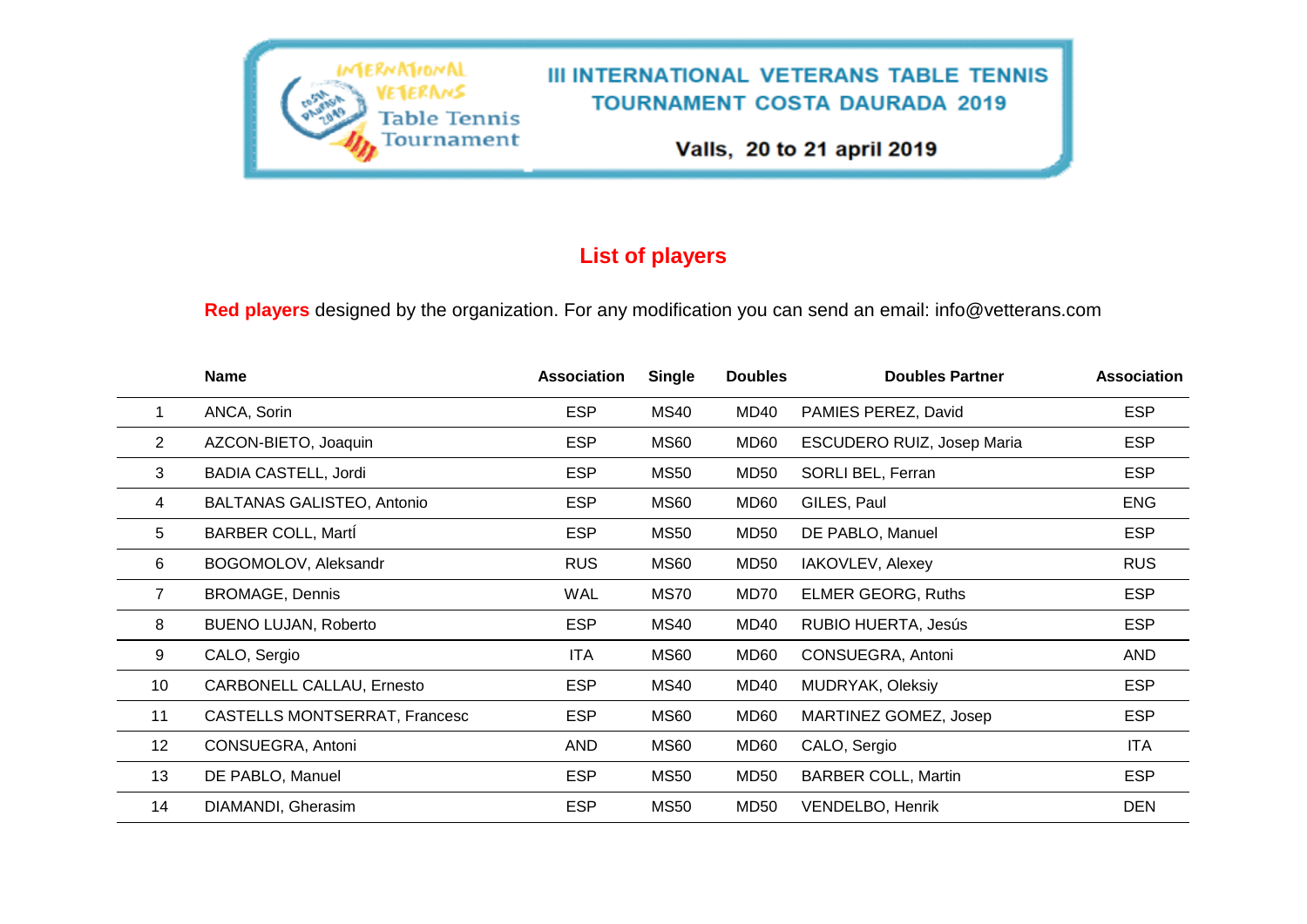# III INTERNATIONAL VETERANS TABLE TENNIS TOURNAMENT COSTA DAURADA 2019

**Valls, 20 to 21 april 2019**

## List of players

**Red players** designed by the organization. For any modification you can send an email: info@vetterans.com

| | Name | Association | Single | Doubles | Doubles Partner | Association |
|---|---|---|---|---|---|---|
| 1 | ANCA, Sorin | ESP | MS40 | MD40 | PAMIES PEREZ, David | ESP |
| 2 | AZCON-BIETO, Joaquin | ESP | MS60 | MD60 | ESCUDERO RUIZ, Josep Maria | ESP |
| 3 | BADIA CASTELL, Jordi | ESP | MS50 | MD50 | SORLI BEL, Ferran | ESP |
| 4 | BALTANAS GALISTEO, Antonio | ESP | MS60 | MD60 | GILES, Paul | ENG |
| 5 | BARBER COLL, MartÍ | ESP | MS50 | MD50 | DE PABLO, Manuel | ESP |
| 6 | BOGOMOLOV, Aleksandr | RUS | MS60 | MD50 | IAKOVLEV, Alexey | RUS |
| 7 | BROMAGE, Dennis | WAL | MS70 | MD70 | ELMER GEORG, Ruths | ESP |
| 8 | BUENO LUJAN, Roberto | ESP | MS40 | MD40 | RUBIO HUERTA, Jesús | ESP |
| 9 | CALO, Sergio | ITA | MS60 | MD60 | CONSUEGRA, Antoni | AND |
| 10 | CARBONELL CALLAU, Ernesto | ESP | MS40 | MD40 | MUDRYAK, Oleksiy | ESP |
| 11 | CASTELLS MONTSERRAT, Francesc | ESP | MS60 | MD60 | MARTINEZ GOMEZ, Josep | ESP |
| 12 | CONSUEGRA, Antoni | AND | MS60 | MD60 | CALO, Sergio | ITA |
| 13 | DE PABLO, Manuel | ESP | MS50 | MD50 | BARBER COLL, Martin | ESP |
| 14 | DIAMANDI, Gherasim | ESP | MS50 | MD50 | VENDELBO, Henrik | DEN |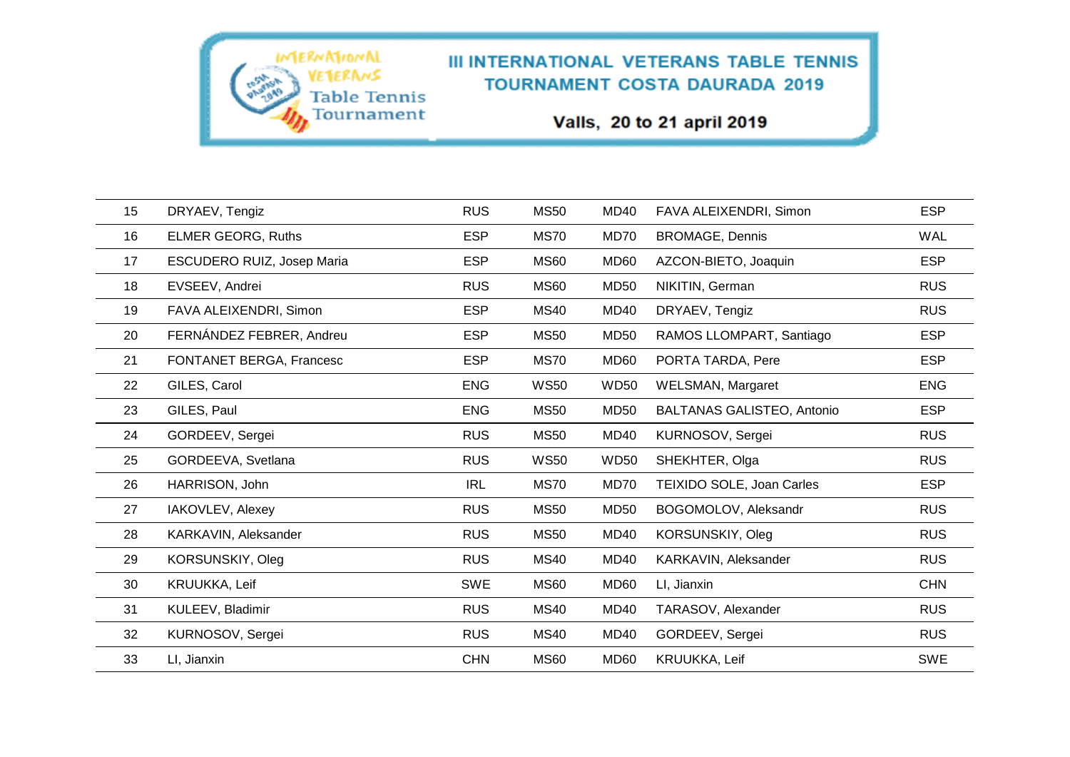# III INTERNATIONAL VETERANS TABLE TENNIS TOURNAMENT COSTA DAURADA 2019

Valls, 20 to 21 april 2019

| | | | | | | |
|---|---|---|---|---|---|---|
| 15 | DRYAEV, Tengiz | RUS | MS50 | MD40 | FAVA ALEIXENDRI, Simon | ESP |
| 16 | ELMER GEORG, Ruths | ESP | MS70 | MD70 | BROMAGE, Dennis | WAL |
| 17 | ESCUDERO RUIZ, Josep Maria | ESP | MS60 | MD60 | AZCON-BIETO, Joaquin | ESP |
| 18 | EVSEEV, Andrei | RUS | MS60 | MD50 | NIKITIN, German | RUS |
| 19 | FAVA ALEIXENDRI, Simon | ESP | MS40 | MD40 | DRYAEV, Tengiz | RUS |
| 20 | FERNÁNDEZ FEBRER, Andreu | ESP | MS50 | MD50 | RAMOS LLOMPART, Santiago | ESP |
| 21 | FONTANET BERGA, Francesc | ESP | MS70 | MD60 | PORTA TARDA, Pere | ESP |
| 22 | GILES, Carol | ENG | WS50 | WD50 | WELSMAN, Margaret | ENG |
| 23 | GILES, Paul | ENG | MS50 | MD50 | BALTANAS GALISTEO, Antonio | ESP |
| 24 | GORDEEV, Sergei | RUS | MS50 | MD40 | KURNOSOV, Sergei | RUS |
| 25 | GORDEEVA, Svetlana | RUS | WS50 | WD50 | SHEKHTER, Olga | RUS |
| 26 | HARRISON, John | IRL | MS70 | MD70 | TEIXIDO SOLE, Joan Carles | ESP |
| 27 | IAKOVLEV, Alexey | RUS | MS50 | MD50 | BOGOMOLOV, Aleksandr | RUS |
| 28 | KARKAVIN, Aleksander | RUS | MS50 | MD40 | KORSUNSKIY, Oleg | RUS |
| 29 | KORSUNSKIY, Oleg | RUS | MS40 | MD40 | KARKAVIN, Aleksander | RUS |
| 30 | KRUUKKA, Leif | SWE | MS60 | MD60 | LI, Jianxin | CHN |
| 31 | KULEEV, Bladimir | RUS | MS40 | MD40 | TARASOV, Alexander | RUS |
| 32 | KURNOSOV, Sergei | RUS | MS40 | MD40 | GORDEEV, Sergei | RUS |
| 33 | LI, Jianxin | CHN | MS60 | MD60 | KRUUKKA, Leif | SWE |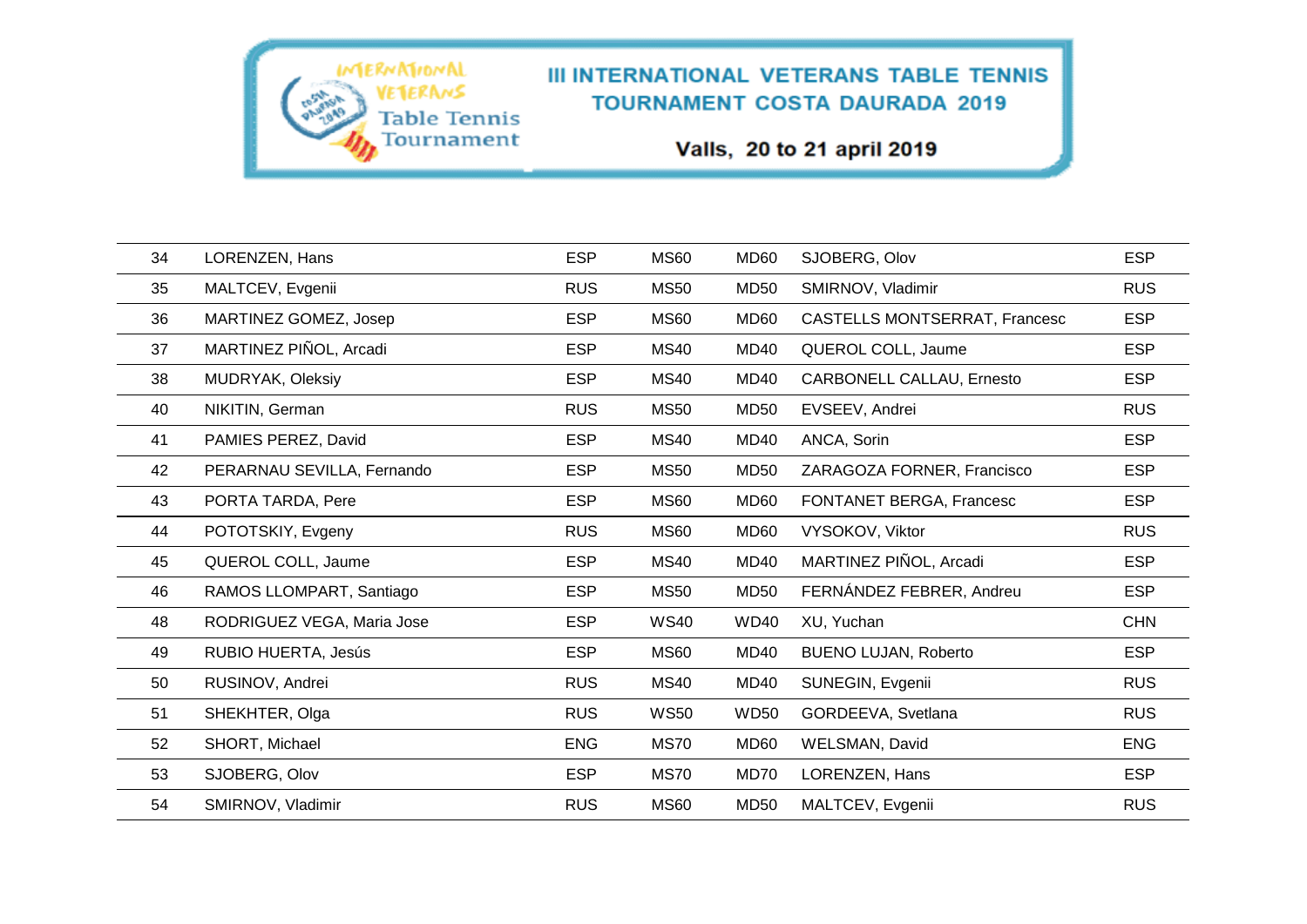# III INTERNATIONAL VETERANS TABLE TENNIS TOURNAMENT COSTA DAURADA 2019

**Valls, 20 to 21 april 2019**

| | | | | | | |
|---|---|---|---|---|---|---|
| 34 | LORENZEN, Hans | ESP | MS60 | MD60 | SJOBERG, Olov | ESP |
| 35 | MALTCEV, Evgenii | RUS | MS50 | MD50 | SMIRNOV, Vladimir | RUS |
| 36 | MARTINEZ GOMEZ, Josep | ESP | MS60 | MD60 | CASTELLS MONTSERRAT, Francesc | ESP |
| 37 | MARTINEZ PIÑOL, Arcadi | ESP | MS40 | MD40 | QUEROL COLL, Jaume | ESP |
| 38 | MUDRYAK, Oleksiy | ESP | MS40 | MD40 | CARBONELL CALLAU, Ernesto | ESP |
| 40 | NIKITIN, German | RUS | MS50 | MD50 | EVSEEV, Andrei | RUS |
| 41 | PAMIES PEREZ, David | ESP | MS40 | MD40 | ANCA, Sorin | ESP |
| 42 | PERARNAU SEVILLA, Fernando | ESP | MS50 | MD50 | ZARAGOZA FORNER, Francisco | ESP |
| 43 | PORTA TARDA, Pere | ESP | MS60 | MD60 | FONTANET BERGA, Francesc | ESP |
| 44 | POTOTSKIY, Evgeny | RUS | MS60 | MD60 | VYSOKOV, Viktor | RUS |
| 45 | QUEROL COLL, Jaume | ESP | MS40 | MD40 | MARTINEZ PIÑOL, Arcadi | ESP |
| 46 | RAMOS LLOMPART, Santiago | ESP | MS50 | MD50 | FERNÁNDEZ FEBRER, Andreu | ESP |
| 48 | RODRIGUEZ VEGA, Maria Jose | ESP | WS40 | WD40 | XU, Yuchan | CHN |
| 49 | RUBIO HUERTA, Jesús | ESP | MS60 | MD40 | BUENO LUJAN, Roberto | ESP |
| 50 | RUSINOV, Andrei | RUS | MS40 | MD40 | SUNEGIN, Evgenii | RUS |
| 51 | SHEKHTER, Olga | RUS | WS50 | WD50 | GORDEEVA, Svetlana | RUS |
| 52 | SHORT, Michael | ENG | MS70 | MD60 | WELSMAN, David | ENG |
| 53 | SJOBERG, Olov | ESP | MS70 | MD70 | LORENZEN, Hans | ESP |
| 54 | SMIRNOV, Vladimir | RUS | MS60 | MD50 | MALTCEV, Evgenii | RUS |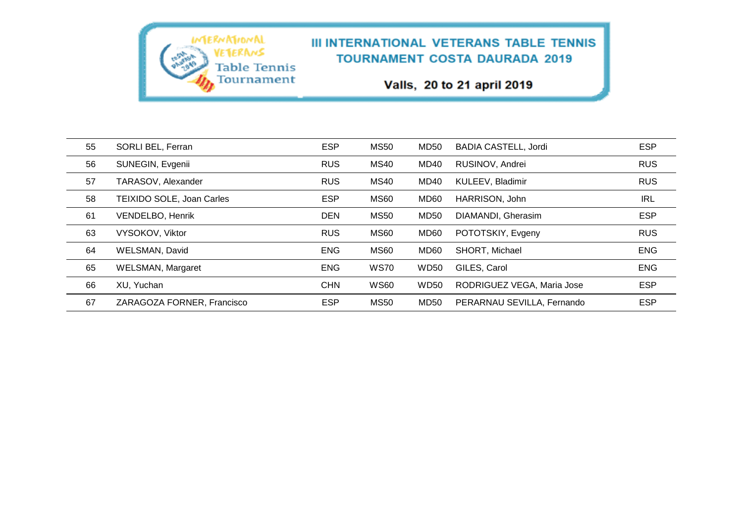| | | | | | | |
|---|---|---|---|---|---|---|
| 55 | SORLI BEL, Ferran | ESP | MS50 | MD50 | BADIA CASTELL, Jordi | ESP |
| 56 | SUNEGIN, Evgenii | RUS | MS40 | MD40 | RUSINOV, Andrei | RUS |
| 57 | TARASOV, Alexander | RUS | MS40 | MD40 | KULEEV, Bladimir | RUS |
| 58 | TEIXIDO SOLE, Joan Carles | ESP | MS60 | MD60 | HARRISON, John | IRL |
| 61 | VENDELBO, Henrik | DEN | MS50 | MD50 | DIAMANDI, Gherasim | ESP |
| 63 | VYSOKOV, Viktor | RUS | MS60 | MD60 | POTOTSKIY, Evgeny | RUS |
| 64 | WELSMAN, David | ENG | MS60 | MD60 | SHORT, Michael | ENG |
| 65 | WELSMAN, Margaret | ENG | WS70 | WD50 | GILES, Carol | ENG |
| 66 | XU, Yuchan | CHN | WS60 | WD50 | RODRIGUEZ VEGA, Maria Jose | ESP |
| 67 | ZARAGOZA FORNER, Francisco | ESP | MS50 | MD50 | PERARNAU SEVILLA, Fernando | ESP |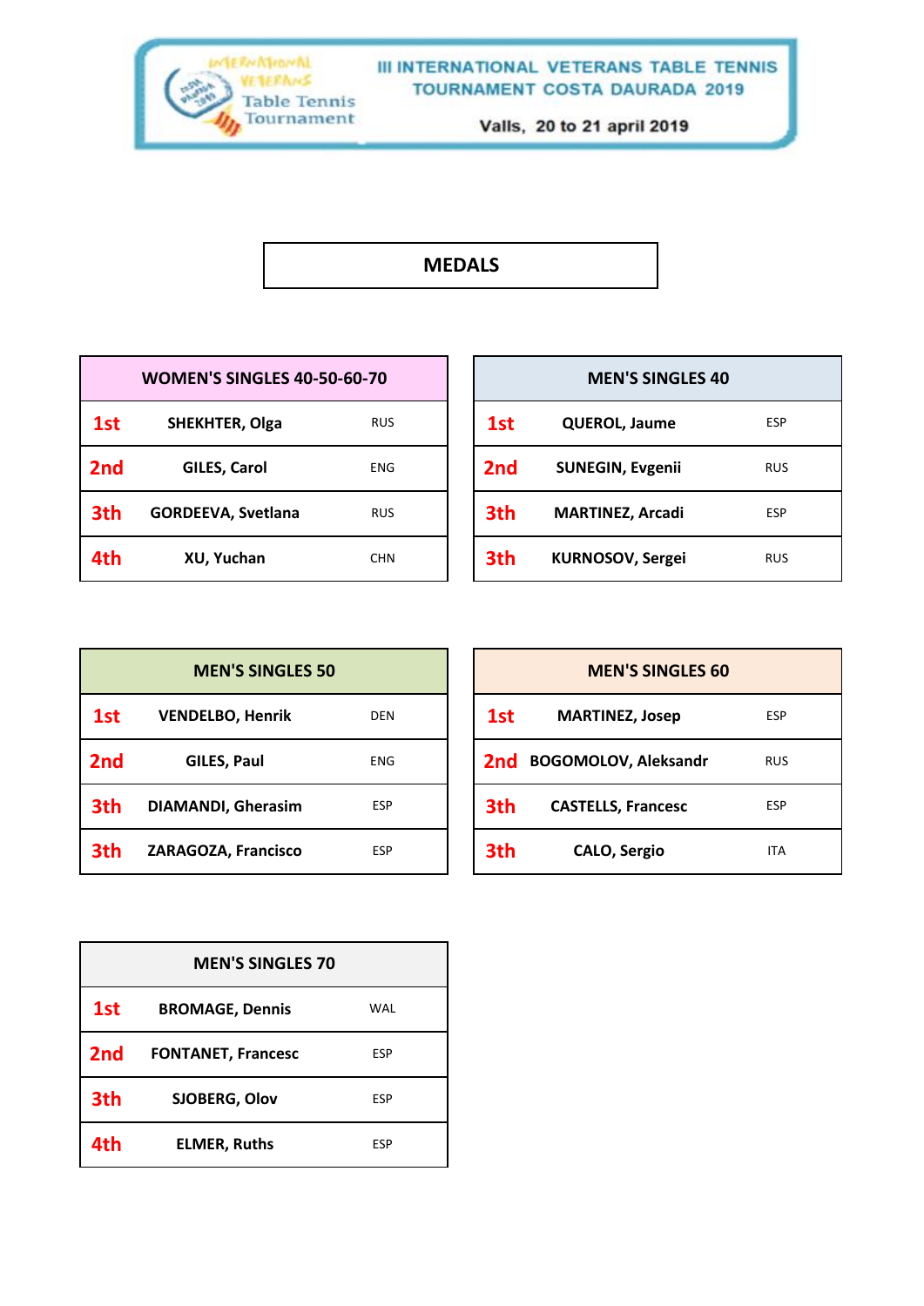III INTERNATIONAL VETERANS TABLE TENNIS TOURNAMENT COSTA DAURADA 2019

Valls, 20 to 21 april 2019

## MEDALS

| WOMEN'S SINGLES 40-50-60-70 | | |
|---|---|---|
| 1st | SHEKHTER, Olga | RUS |
| 2nd | GILES, Carol | ENG |
| 3th | GORDEEVA, Svetlana | RUS |
| 4th | XU, Yuchan | CHN |

| MEN'S SINGLES 40 | | |
|---|---|---|
| 1st | QUEROL, Jaume | ESP |
| 2nd | SUNEGIN, Evgenii | RUS |
| 3th | MARTINEZ, Arcadi | ESP |
| 3th | KURNOSOV, Sergei | RUS |

| MEN'S SINGLES 50 | | |
|---|---|---|
| 1st | VENDELBO, Henrik | DEN |
| 2nd | GILES, Paul | ENG |
| 3th | DIAMANDI, Gherasim | ESP |
| 3th | ZARAGOZA, Francisco | ESP |

| MEN'S SINGLES 60 | | |
|---|---|---|
| 1st | MARTINEZ, Josep | ESP |
| 2nd | BOGOMOLOV, Aleksandr | RUS |
| 3th | CASTELLS, Francesc | ESP |
| 3th | CALO, Sergio | ITA |

| MEN'S SINGLES 70 | | |
|---|---|---|
| 1st | BROMAGE, Dennis | WAL |
| 2nd | FONTANET, Francesc | ESP |
| 3th | SJOBERG, Olov | ESP |
| 4th | ELMER, Ruths | ESP |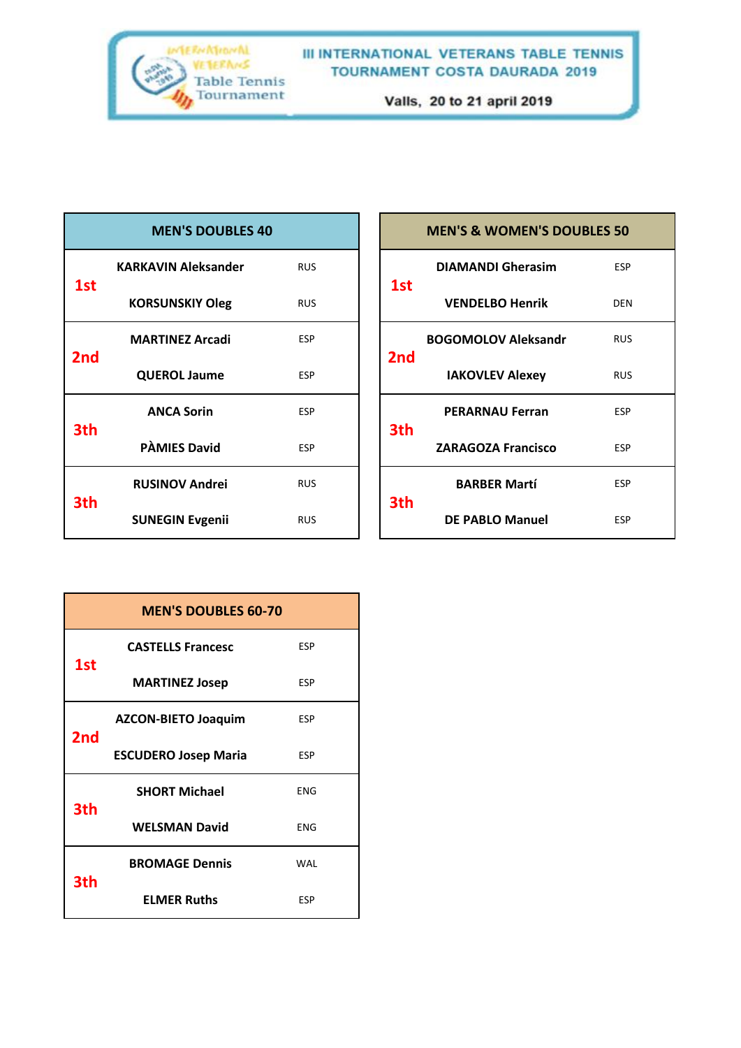# III INTERNATIONAL VETERANS TABLE TENNIS TOURNAMENT COSTA DAURADA 2019

Valls, 20 to 21 april 2019

| MEN'S DOUBLES 40 | | |
|---|---|---|
| 1st | KARKAVIN Aleksander | RUS |
| | KORSUNSKIY Oleg | RUS |
| 2nd | MARTINEZ Arcadi | ESP |
| | QUEROL Jaume | ESP |
| 3th | ANCA Sorin | ESP |
| | PÀMIES David | ESP |
| 3th | RUSINOV Andrei | RUS |
| | SUNEGIN Evgenii | RUS |

| MEN'S & WOMEN'S DOUBLES 50 | | |
|---|---|---|
| 1st | DIAMANDI Gherasim | ESP |
| | VENDELBO Henrik | DEN |
| 2nd | BOGOMOLOV Aleksandr | RUS |
| | IAKOVLEV Alexey | RUS |
| 3th | PERARNAU Ferran | ESP |
| | ZARAGOZA Francisco | ESP |
| 3th | BARBER Martí | ESP |
| | DE PABLO Manuel | ESP |

| MEN'S DOUBLES 60-70 | | |
|---|---|---|
| 1st | CASTELLS Francesc | ESP |
| | MARTINEZ Josep | ESP |
| 2nd | AZCON-BIETO Joaquim | ESP |
| | ESCUDERO Josep Maria | ESP |
| 3th | SHORT Michael | ENG |
| | WELSMAN David | ENG |
| 3th | BROMAGE Dennis | WAL |
| | ELMER Ruths | ESP |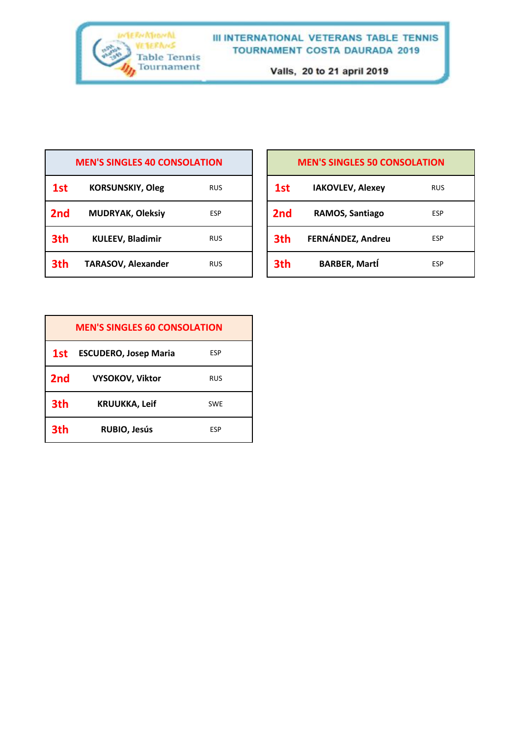III INTERNATIONAL VETERANS TABLE TENNIS TOURNAMENT COSTA DAURADA 2019

Valls, 20 to 21 april 2019

| MEN'S SINGLES 40 CONSOLATION | | |
|---|---|---|
| 1st | KORSUNSKIY, Oleg | RUS |
| 2nd | MUDRYAK, Oleksiy | ESP |
| 3th | KULEEV, Bladimir | RUS |
| 3th | TARASOV, Alexander | RUS |

| MEN'S SINGLES 50 CONSOLATION | | |
|---|---|---|
| 1st | IAKOVLEV, Alexey | RUS |
| 2nd | RAMOS, Santiago | ESP |
| 3th | FERNÁNDEZ, Andreu | ESP |
| 3th | BARBER, Martí | ESP |

| MEN'S SINGLES 60 CONSOLATION | | |
|---|---|---|
| 1st | ESCUDERO, Josep Maria | ESP |
| 2nd | VYSOKOV, Viktor | RUS |
| 3th | KRUUKKA, Leif | SWE |
| 3th | RUBIO, Jesús | ESP |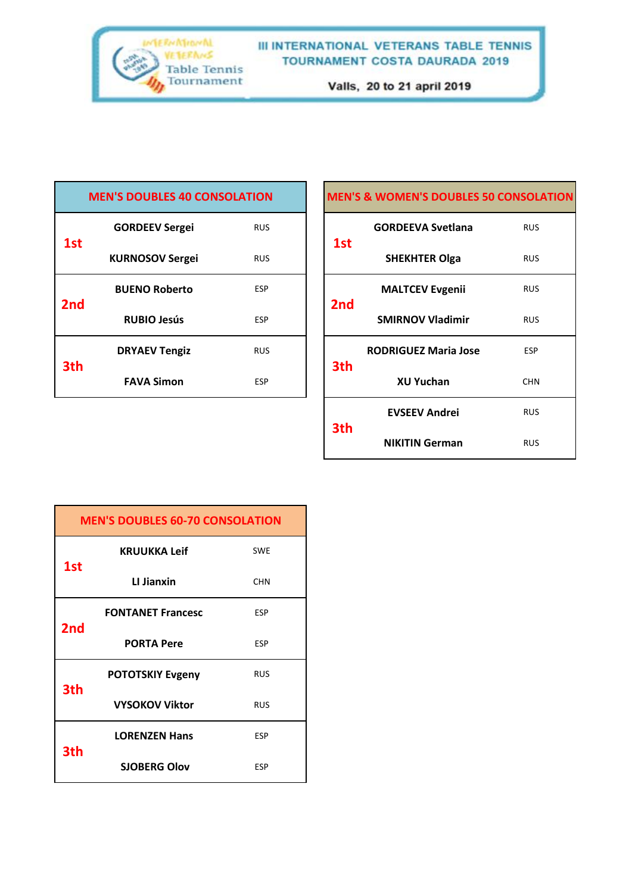# III INTERNATIONAL VETERANS TABLE TENNIS TOURNAMENT COSTA DAURADA 2019

Valls, 20 to 21 april 2019

| MEN'S DOUBLES 40 CONSOLATION | | |
|---|---|---|
| 1st | GORDEEV Sergei | RUS |
| | KURNOSOV Sergei | RUS |
| 2nd | BUENO Roberto | ESP |
| | RUBIO Jesús | ESP |
| 3th | DRYAEV Tengiz | RUS |
| | FAVA Simon | ESP |

| MEN'S & WOMEN'S DOUBLES 50 CONSOLATION | | |
|---|---|---|
| 1st | GORDEEVA Svetlana | RUS |
| | SHEKHTER Olga | RUS |
| 2nd | MALTCEV Evgenii | RUS |
| | SMIRNOV Vladimir | RUS |
| 3th | RODRIGUEZ Maria Jose | ESP |
| | XU Yuchan | CHN |
| 3th | EVSEEV Andrei | RUS |
| | NIKITIN German | RUS |

| MEN'S DOUBLES 60-70 CONSOLATION | | |
|---|---|---|
| 1st | KRUUKKA Leif | SWE |
| | LI Jianxin | CHN |
| 2nd | FONTANET Francesc | ESP |
| | PORTA Pere | ESP |
| 3th | POTOTSKIY Evgeny | RUS |
| | VYSOKOV Viktor | RUS |
| 3th | LORENZEN Hans | ESP |
| | SJOBERG Olov | ESP |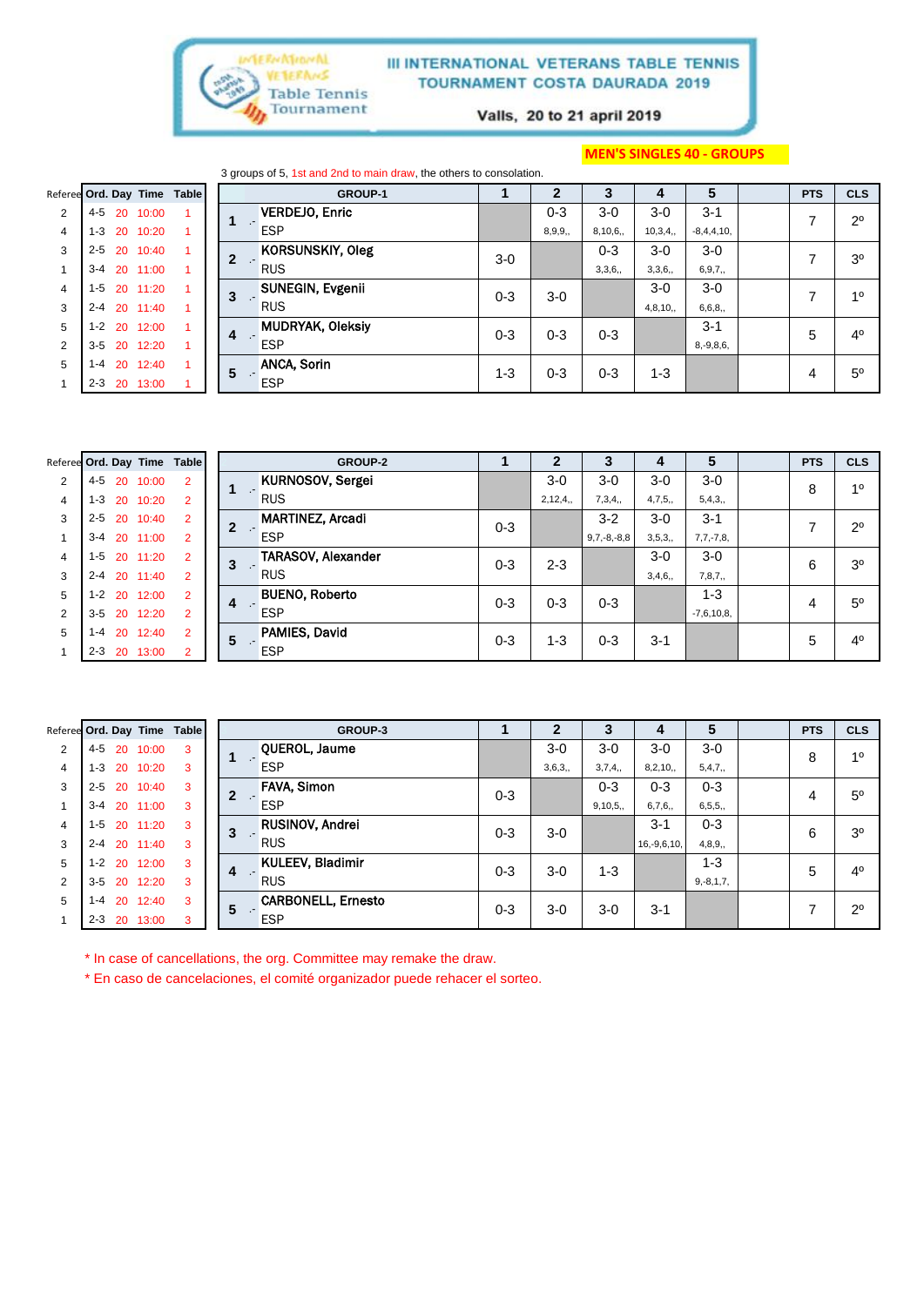# III INTERNATIONAL VETERANS TABLE TENNIS TOURNAMENT COSTA DAURADA 2019

Valls, 20 to 21 april 2019

**MEN'S SINGLES 40 - GROUPS**

3 groups of 5, 1st and 2nd to main draw, the others to consolation.

| Referee | Ord. | Day | Time | Table |
|---|---|---|---|---|
| 2 | 4-5 | 20 | 10:00 | 1 |
| 4 | 1-3 | 20 | 10:20 | 1 |
| 3 | 2-5 | 20 | 10:40 | 1 |
| 1 | 3-4 | 20 | 11:00 | 1 |
| 4 | 1-5 | 20 | 11:20 | 1 |
| 3 | 2-4 | 20 | 11:40 | 1 |
| 5 | 1-2 | 20 | 12:00 | 1 |
| 2 | 3-5 | 20 | 12:20 | 1 |
| 5 | 1-4 | 20 | 12:40 | 1 |
| 1 | 2-3 | 20 | 13:00 | 1 |

| | GROUP-1 | 1 | 2 | 3 | 4 | 5 | | PTS | CLS |
|---|---|---|---|---|---|---|---|---|---|
| 1 | VERDEJO, Enric ESP | | 0-3 8,9,9,, | 3-0 8,10,6,, | 3-0 10,3,4,, | 3-1 -8,4,4,10, | | 7 | 2º |
| 2 | KORSUNSKIY, Oleg RUS | 3-0 | | 0-3 3,3,6,, | 3-0 3,3,6,, | 3-0 6,9,7,, | | 7 | 3º |
| 3 | SUNEGIN, Evgenii RUS | 0-3 | 3-0 | | 3-0 4,8,10,, | 3-0 6,6,8,, | | 7 | 1º |
| 4 | MUDRYAK, Oleksiy ESP | 0-3 | 0-3 | 0-3 | | 3-1 8,-9,8,6, | | 5 | 4º |
| 5 | ANCA, Sorin ESP | 1-3 | 0-3 | 0-3 | 1-3 | | | 4 | 5º |

| Referee | Ord. | Day | Time | Table |
|---|---|---|---|---|
| 2 | 4-5 | 20 | 10:00 | 2 |
| 4 | 1-3 | 20 | 10:20 | 2 |
| 3 | 2-5 | 20 | 10:40 | 2 |
| 1 | 3-4 | 20 | 11:00 | 2 |
| 4 | 1-5 | 20 | 11:20 | 2 |
| 3 | 2-4 | 20 | 11:40 | 2 |
| 5 | 1-2 | 20 | 12:00 | 2 |
| 2 | 3-5 | 20 | 12:20 | 2 |
| 5 | 1-4 | 20 | 12:40 | 2 |
| 1 | 2-3 | 20 | 13:00 | 2 |

| | GROUP-2 | 1 | 2 | 3 | 4 | 5 | | PTS | CLS |
|---|---|---|---|---|---|---|---|---|---|
| 1 | KURNOSOV, Sergei RUS | | 3-0 2,12,4,, | 3-0 7,3,4,, | 3-0 4,7,5,, | 3-0 5,4,3,, | | 8 | 1º |
| 2 | MARTINEZ, Arcadi ESP | 0-3 | | 3-2 9,7,-8,-8,8 | 3-0 3,5,3,, | 3-1 7,7,-7,8, | | 7 | 2º |
| 3 | TARASOV, Alexander RUS | 0-3 | 2-3 | | 3-0 3,4,6,, | 3-0 7,8,7,, | | 6 | 3º |
| 4 | BUENO, Roberto ESP | 0-3 | 0-3 | 0-3 | | 1-3 -7,6,10,8, | | 4 | 5º |
| 5 | PAMIES, David ESP | 0-3 | 1-3 | 0-3 | 3-1 | | | 5 | 4º |

| Referee | Ord. | Day | Time | Table |
|---|---|---|---|---|
| 2 | 4-5 | 20 | 10:00 | 3 |
| 4 | 1-3 | 20 | 10:20 | 3 |
| 3 | 2-5 | 20 | 10:40 | 3 |
| 1 | 3-4 | 20 | 11:00 | 3 |
| 4 | 1-5 | 20 | 11:20 | 3 |
| 3 | 2-4 | 20 | 11:40 | 3 |
| 5 | 1-2 | 20 | 12:00 | 3 |
| 2 | 3-5 | 20 | 12:20 | 3 |
| 5 | 1-4 | 20 | 12:40 | 3 |
| 1 | 2-3 | 20 | 13:00 | 3 |

| | GROUP-3 | 1 | 2 | 3 | 4 | 5 | | PTS | CLS |
|---|---|---|---|---|---|---|---|---|---|
| 1 | QUEROL, Jaume ESP | | 3-0 3,6,3,, | 3-0 3,7,4,, | 3-0 8,2,10,, | 3-0 5,4,7,, | | 8 | 1º |
| 2 | FAVA, Simon ESP | 0-3 | | 0-3 9,10,5,, | 0-3 6,7,6,, | 0-3 6,5,5,, | | 4 | 5º |
| 3 | RUSINOV, Andrei RUS | 0-3 | 3-0 | | 3-1 16,-9,6,10, | 0-3 4,8,9,, | | 6 | 3º |
| 4 | KULEEV, Bladimir RUS | 0-3 | 3-0 | 1-3 | | 1-3 9,-8,1,7, | | 5 | 4º |
| 5 | CARBONELL, Ernesto ESP | 0-3 | 3-0 | 3-0 | 3-1 | | | 7 | 2º |

* In case of cancellations, the org. Committee may remake the draw.

* En caso de cancelaciones, el comité organizador puede rehacer el sorteo.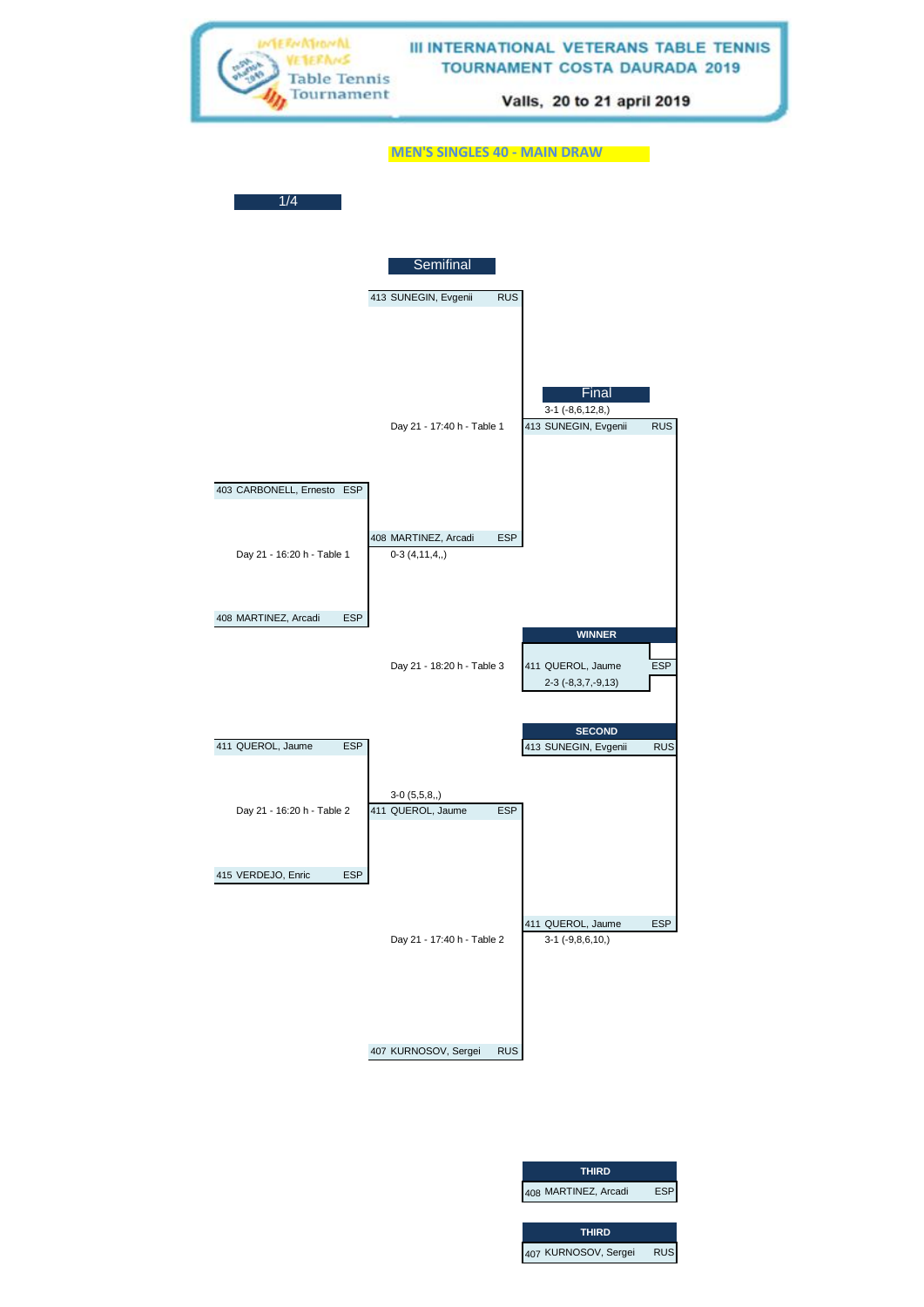# III INTERNATIONAL VETERANS TABLE TENNIS TOURNAMENT COSTA DAURADA 2019

Valls, 20 to 21 april 2019

## MEN'S SINGLES 40 - MAIN DRAW

### 1/4

403 CARBONELL, Ernesto ESP
Day 21 - 16:20 h - Table 1
408 MARTINEZ, Arcadi ESP

411 QUEROL, Jaume ESP
Day 21 - 16:20 h - Table 2
415 VERDEJO, Enric ESP

### Semifinal

413 SUNEGIN, Evgenii RUS
Day 21 - 17:40 h - Table 1
408 MARTINEZ, Arcadi ESP
0-3 (4,11,4,,)

3-0 (5,5,8,,)
411 QUEROL, Jaume ESP
Day 21 - 17:40 h - Table 2
407 KURNOSOV, Sergei RUS

### Final

3-1 (-8,6,12,8,)
413 SUNEGIN, Evgenii RUS
Day 21 - 18:20 h - Table 3
411 QUEROL, Jaume ESP
3-1 (-9,8,6,10,)

**WINNER**
411 QUEROL, Jaume ESP
2-3 (-8,3,7,-9,13)

**SECOND**
413 SUNEGIN, Evgenii RUS

**THIRD**
408 MARTINEZ, Arcadi ESP

**THIRD**
407 KURNOSOV, Sergei RUS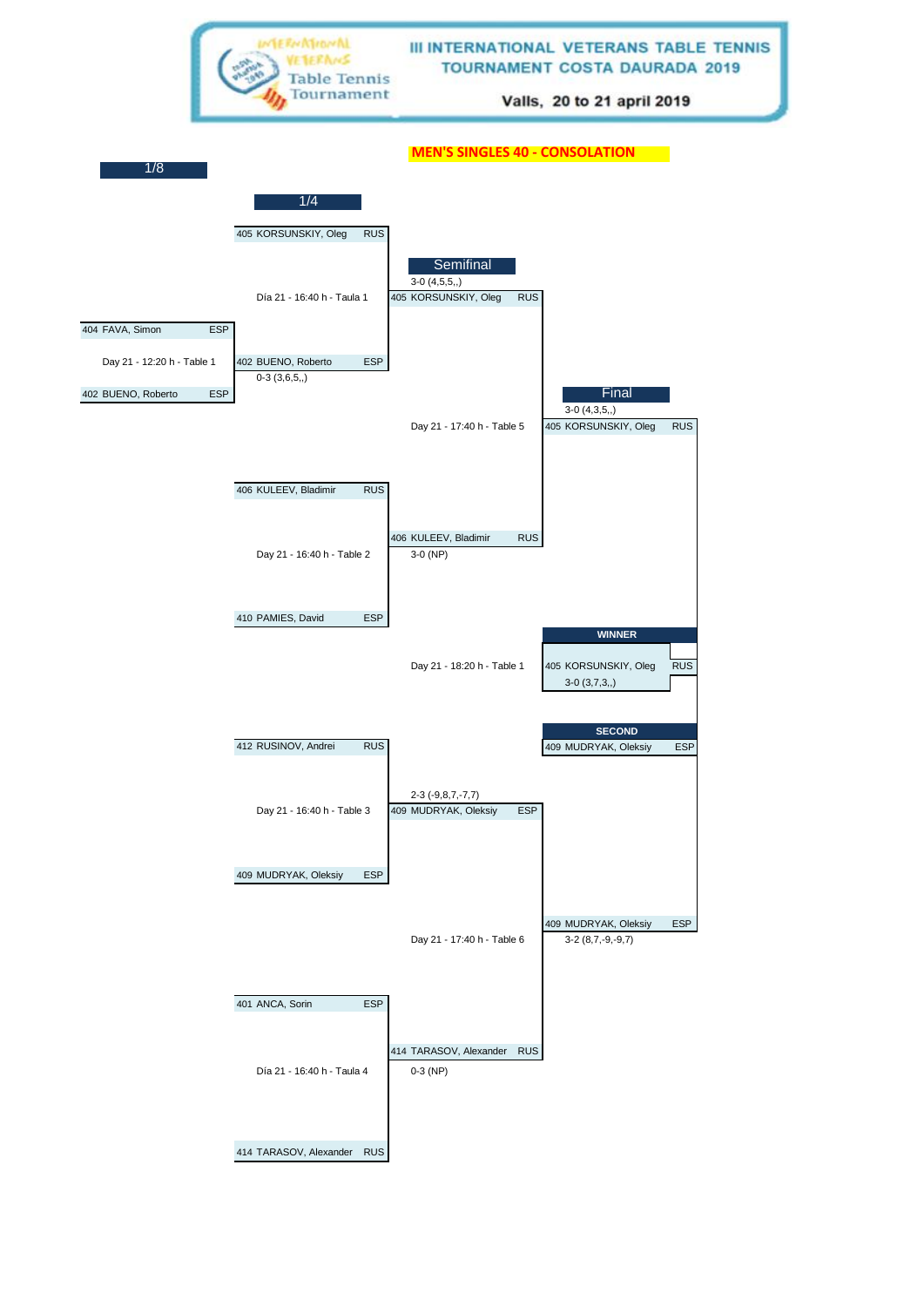# III INTERNATIONAL VETERANS TABLE TENNIS TOURNAMENT COSTA DAURADA 2019

Valls, 20 to 21 april 2019

## MEN'S SINGLES 40 - CONSOLATION

### 1/8

| Match | Player 1 | Player 2 | Result |
|---|---|---|---|
| Day 21 - 12:20 h - Table 1 | 404 FAVA, Simon ESP | 402 BUENO, Roberto ESP | 402 BUENO, Roberto ESP |

### 1/4

| Match | Player 1 | Player 2 | Winner | Score |
|---|---|---|---|---|
| Día 21 - 16:40 h - Taula 1 | 405 KORSUNSKIY, Oleg RUS | 402 BUENO, Roberto ESP | 405 KORSUNSKIY, Oleg RUS | 0-3 (3,6,5,,) |
| Day 21 - 16:40 h - Table 2 | 406 KULEEV, Bladimir RUS | 410 PAMIES, David ESP | 406 KULEEV, Bladimir RUS | 3-0 (NP) |
| Day 21 - 16:40 h - Table 3 | 412 RUSINOV, Andrei RUS | 409 MUDRYAK, Oleksiy ESP | 409 MUDRYAK, Oleksiy ESP | 2-3 (-9,8,7,-7,7) |
| Día 21 - 16:40 h - Taula 4 | 401 ANCA, Sorin ESP | 414 TARASOV, Alexander RUS | 414 TARASOV, Alexander RUS | 0-3 (NP) |

### Semifinal

| Match | Player 1 | Player 2 | Winner | Score |
|---|---|---|---|---|
| Day 21 - 17:40 h - Table 5 | 405 KORSUNSKIY, Oleg RUS | 406 KULEEV, Bladimir RUS | 405 KORSUNSKIY, Oleg RUS | 3-0 (4,5,5,,) |
| Day 21 - 17:40 h - Table 6 | 409 MUDRYAK, Oleksiy ESP | 414 TARASOV, Alexander RUS | 409 MUDRYAK, Oleksiy ESP | 3-2 (8,7,-9,-9,7) |

### Final

| Match | Player 1 | Player 2 | Winner | Score |
|---|---|---|---|---|
| Day 21 - 18:20 h - Table 1 | 405 KORSUNSKIY, Oleg RUS | 409 MUDRYAK, Oleksiy ESP | 405 KORSUNSKIY, Oleg RUS | 3-0 (3,7,3,,) |

Final: 3-0 (4,3,5,,)

**WINNER**

405 KORSUNSKIY, Oleg RUS

**SECOND**

409 MUDRYAK, Oleksiy ESP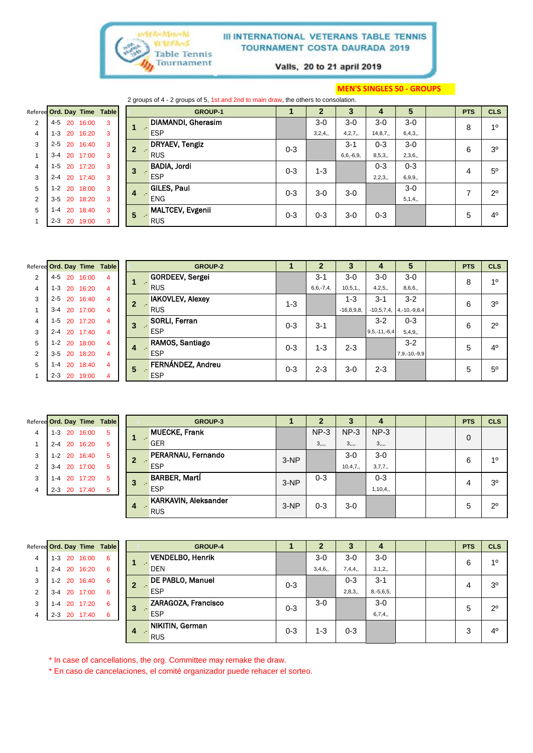# III INTERNATIONAL VETERANS TABLE TENNIS TOURNAMENT COSTA DAURADA 2019

Valls, 20 to 21 april 2019

## MEN'S SINGLES 50 - GROUPS

2 groups of 4 - 2 groups of 5, 1st and 2nd to main draw, the others to consolation.

| Referee | Ord. | Day | Time | Table |
|---|---|---|---|---|
| 2 | 4-5 | 20 | 16:00 | 3 |
| 4 | 1-3 | 20 | 16:20 | 3 |
| 3 | 2-5 | 20 | 16:40 | 3 |
| 1 | 3-4 | 20 | 17:00 | 3 |
| 4 | 1-5 | 20 | 17:20 | 3 |
| 3 | 2-4 | 20 | 17:40 | 3 |
| 5 | 1-2 | 20 | 18:00 | 3 |
| 2 | 3-5 | 20 | 18:20 | 3 |
| 5 | 1-4 | 20 | 18:40 | 3 |
| 1 | 2-3 | 20 | 19:00 | 3 |

| | GROUP-1 | 1 | 2 | 3 | 4 | 5 | | PTS | CLS |
|---|---|---|---|---|---|---|---|---|---|
| 1 | DIAMANDI, Gherasim ESP | | 3-0 3,2,4,, | 3-0 4,2,7,, | 3-0 14,8,7,, | 3-0 6,4,3,, | | 8 | 1º |
| 2 | DRYAEV, Tengiz RUS | 0-3 | | 3-1 6,6,-6,9, | 0-3 8,5,3,, | 3-0 2,3,6,, | | 6 | 3º |
| 3 | BADIA, Jordi ESP | 0-3 | 1-3 | | 0-3 2,2,3,, | 0-3 6,9,9,, | | 4 | 5º |
| 4 | GILES, Paul ENG | 0-3 | 3-0 | 3-0 | | 3-0 5,1,4,, | | 7 | 2º |
| 5 | MALTCEV, Evgenii RUS | 0-3 | 0-3 | 3-0 | 0-3 | | | 5 | 4º |

| Referee | Ord. | Day | Time | Table |
|---|---|---|---|---|
| 2 | 4-5 | 20 | 16:00 | 4 |
| 4 | 1-3 | 20 | 16:20 | 4 |
| 3 | 2-5 | 20 | 16:40 | 4 |
| 1 | 3-4 | 20 | 17:00 | 4 |
| 4 | 1-5 | 20 | 17:20 | 4 |
| 3 | 2-4 | 20 | 17:40 | 4 |
| 5 | 1-2 | 20 | 18:00 | 4 |
| 2 | 3-5 | 20 | 18:20 | 4 |
| 5 | 1-4 | 20 | 18:40 | 4 |
| 1 | 2-3 | 20 | 19:00 | 4 |

| | GROUP-2 | 1 | 2 | 3 | 4 | 5 | | PTS | CLS |
|---|---|---|---|---|---|---|---|---|---|
| 1 | GORDEEV, Sergei RUS | | 3-1 6,6,-7,4, | 3-0 10,5,1,, | 3-0 4,2,5,, | 3-0 8,6,6,, | | 8 | 1º |
| 2 | IAKOVLEV, Alexey RUS | 1-3 | | 1-3 -16,8,9,8, | 3-1 -10,5,7,4, | 3-2 4,-10,-9,8,4 | | 6 | 3º |
| 3 | SORLI, Ferran ESP | 0-3 | 3-1 | | 3-2 9,5,-11,-6,4 | 0-3 5,4,9,, | | 6 | 2º |
| 4 | RAMOS, Santiago ESP | 0-3 | 1-3 | 2-3 | | 3-2 7,9,-10,-9,9 | | 5 | 4º |
| 5 | FERNÁNDEZ, Andreu ESP | 0-3 | 2-3 | 3-0 | 2-3 | | | 5 | 5º |

| Referee | Ord. | Day | Time | Table |
|---|---|---|---|---|
| 4 | 1-3 | 20 | 16:00 | 5 |
| 1 | 2-4 | 20 | 16:20 | 5 |
| 3 | 1-2 | 20 | 16:40 | 5 |
| 2 | 3-4 | 20 | 17:00 | 5 |
| 3 | 1-4 | 20 | 17:20 | 5 |
| 4 | 2-3 | 20 | 17:40 | 5 |

| | GROUP-3 | 1 | 2 | 3 | 4 | | | PTS | CLS |
|---|---|---|---|---|---|---|---|---|---|
| 1 | MUECKE, Frank GER | | NP-3 3,,,, | NP-3 3,,,, | NP-3 3,,,, | | | 0 | |
| 2 | PERARNAU, Fernando ESP | 3-NP | | 3-0 10,4,7,, | 3-0 3,7,7,, | | | 6 | 1º |
| 3 | BARBER, MartÍ ESP | 3-NP | 0-3 | | 0-3 1,10,4,, | | | 4 | 3º |
| 4 | KARKAVIN, Aleksander RUS | 3-NP | 0-3 | 3-0 | | | | 5 | 2º |

| Referee | Ord. | Day | Time | Table |
|---|---|---|---|---|
| 4 | 1-3 | 20 | 16:00 | 6 |
| 1 | 2-4 | 20 | 16:20 | 6 |
| 3 | 1-2 | 20 | 16:40 | 6 |
| 2 | 3-4 | 20 | 17:00 | 6 |
| 3 | 1-4 | 20 | 17:20 | 6 |
| 4 | 2-3 | 20 | 17:40 | 6 |

| | GROUP-4 | 1 | 2 | 3 | 4 | | | PTS | CLS |
|---|---|---|---|---|---|---|---|---|---|
| 1 | VENDELBO, Henrik DEN | | 3-0 3,4,6,, | 3-0 7,4,4,, | 3-0 3,1,2,, | | | 6 | 1º |
| 2 | DE PABLO, Manuel ESP | 0-3 | | 0-3 2,8,3,, | 3-1 8,-5,6,5, | | | 4 | 3º |
| 3 | ZARAGOZA, Francisco ESP | 0-3 | 3-0 | | 3-0 6,7,4,, | | | 5 | 2º |
| 4 | NIKITIN, German RUS | 0-3 | 1-3 | 0-3 | | | | 3 | 4º |

* In case of cancellations, the org. Committee may remake the draw.
* En caso de cancelaciones, el comité organizador puede rehacer el sorteo.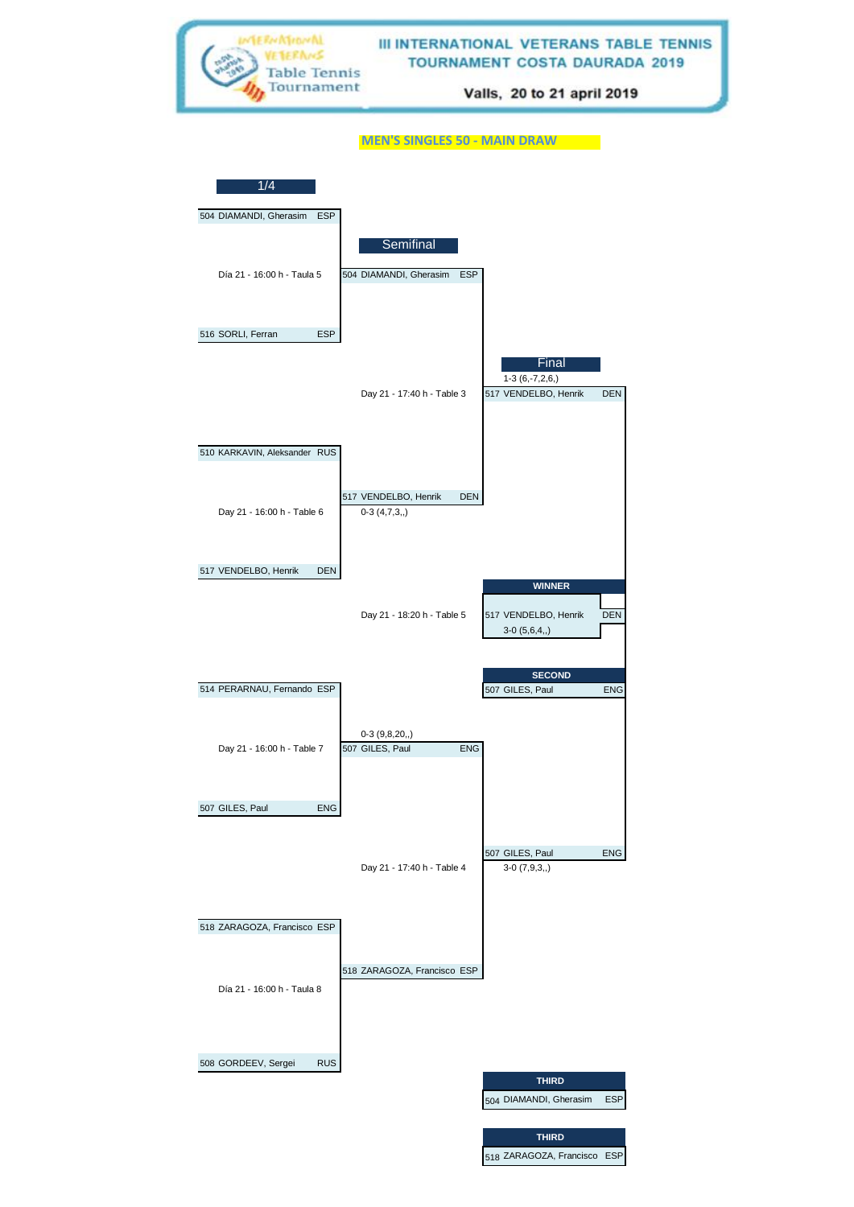# III INTERNATIONAL VETERANS TABLE TENNIS TOURNAMENT COSTA DAURADA 2019

Valls, 20 to 21 april 2019

## MEN'S SINGLES 50 - MAIN DRAW

### 1/4

504 DIAMANDI, Gherasim ESP
Día 21 - 16:00 h - Taula 5
516 SORLI, Ferran ESP

510 KARKAVIN, Aleksander RUS
Day 21 - 16:00 h - Table 6
517 VENDELBO, Henrik DEN

514 PERARNAU, Fernando ESP
Day 21 - 16:00 h - Table 7
507 GILES, Paul ENG

518 ZARAGOZA, Francisco ESP
Día 21 - 16:00 h - Taula 8
508 GORDEEV, Sergei RUS

### Semifinal

504 DIAMANDI, Gherasim ESP
Day 21 - 17:40 h - Table 3
517 VENDELBO, Henrik DEN
0-3 (4,7,3,,)

0-3 (9,8,20,,)
507 GILES, Paul ENG
Day 21 - 17:40 h - Table 4
518 ZARAGOZA, Francisco ESP

### Final

1-3 (6,-7,2,6,)
517 VENDELBO, Henrik DEN
Day 21 - 18:20 h - Table 5
507 GILES, Paul ENG
3-0 (7,9,3,,)

**WINNER**

517 VENDELBO, Henrik DEN
3-0 (5,6,4,,)

**SECOND**

507 GILES, Paul ENG

**THIRD**

504 DIAMANDI, Gherasim ESP

**THIRD**

518 ZARAGOZA, Francisco ESP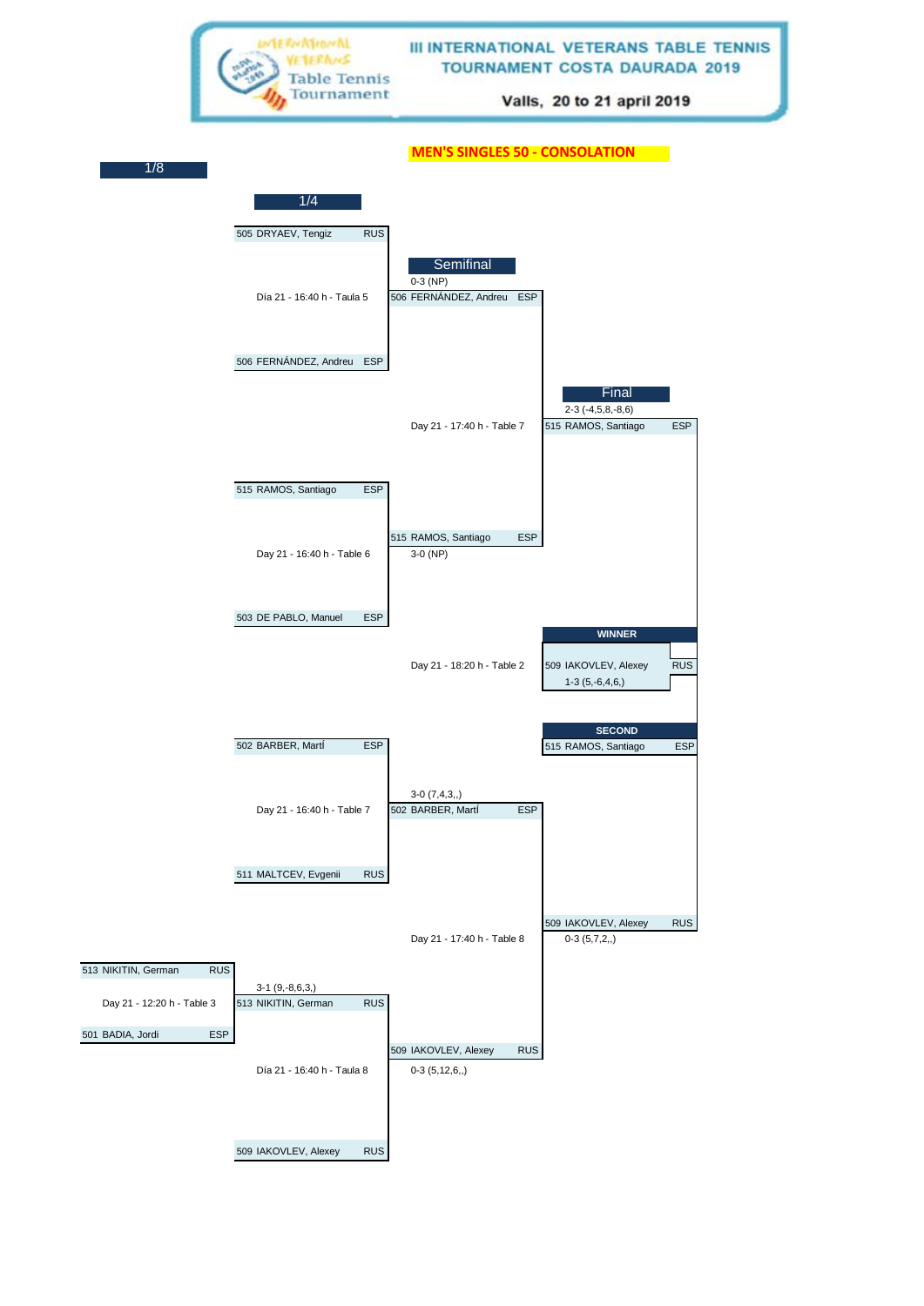# III INTERNATIONAL VETERANS TABLE TENNIS TOURNAMENT COSTA DAURADA 2019

Valls, 20 to 21 april 2019

## MEN'S SINGLES 50 - CONSOLATION

### 1/8

513 NIKITIN, German RUS
Day 21 - 12:20 h - Table 3
501 BADIA, Jordi ESP

### 1/4

505 DRYAEV, Tengiz RUS
Día 21 - 16:40 h - Taula 5
506 FERNÁNDEZ, Andreu ESP

515 RAMOS, Santiago ESP
Day 21 - 16:40 h - Table 6
503 DE PABLO, Manuel ESP

502 BARBER, Martí ESP
Day 21 - 16:40 h - Table 7
511 MALTCEV, Evgenii RUS

3-1 (9,-8,6,3,)
513 NIKITIN, German RUS
Día 21 - 16:40 h - Taula 8
509 IAKOVLEV, Alexey RUS

### Semifinal

0-3 (NP)
506 FERNÁNDEZ, Andreu ESP
Day 21 - 17:40 h - Table 7
515 RAMOS, Santiago ESP
3-0 (NP)

3-0 (7,4,3,,)
502 BARBER, Martí ESP
Day 21 - 17:40 h - Table 8
509 IAKOVLEV, Alexey RUS
0-3 (5,12,6,,)

### Final

2-3 (-4,5,8,-8,6)
515 RAMOS, Santiago ESP
Day 21 - 18:20 h - Table 2
509 IAKOVLEV, Alexey RUS
0-3 (5,7,2,,)

**WINNER**
509 IAKOVLEV, Alexey RUS
1-3 (5,-6,4,6,)

**SECOND**
515 RAMOS, Santiago ESP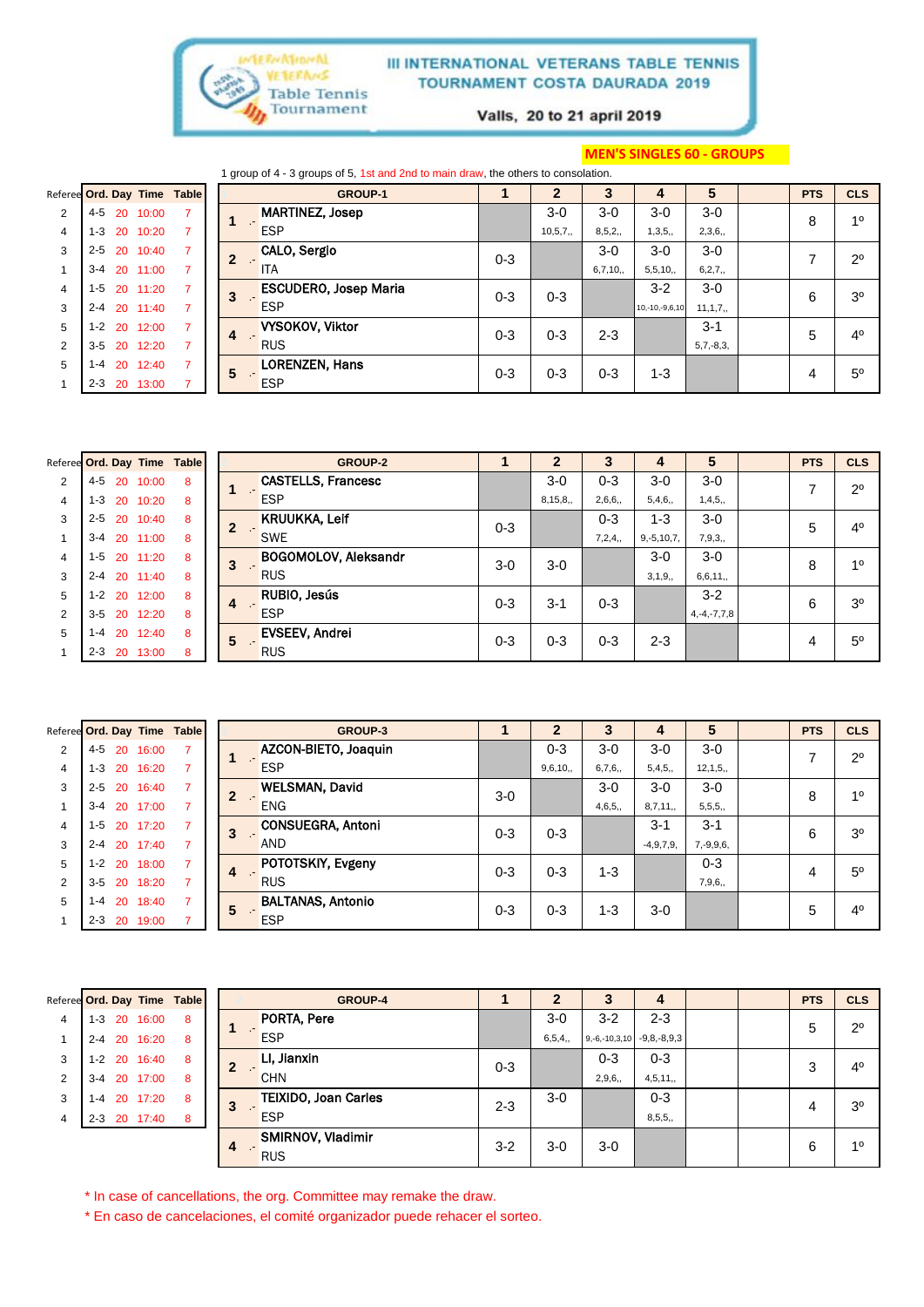# III INTERNATIONAL VETERANS TABLE TENNIS TOURNAMENT COSTA DAURADA 2019

Valls, 20 to 21 april 2019

## MEN'S SINGLES 60 - GROUPS

1 group of 4 - 3 groups of 5, 1st and 2nd to main draw, the others to consolation.

| Referee | Ord. | Day | Time | Table |
|---|---|---|---|---|
| 2 | 4-5 | 20 | 10:00 | 7 |
| 4 | 1-3 | 20 | 10:20 | 7 |
| 3 | 2-5 | 20 | 10:40 | 7 |
| 1 | 3-4 | 20 | 11:00 | 7 |
| 4 | 1-5 | 20 | 11:20 | 7 |
| 3 | 2-4 | 20 | 11:40 | 7 |
| 5 | 1-2 | 20 | 12:00 | 7 |
| 2 | 3-5 | 20 | 12:20 | 7 |
| 5 | 1-4 | 20 | 12:40 | 7 |
| 1 | 2-3 | 20 | 13:00 | 7 |

| | GROUP-1 | 1 | 2 | 3 | 4 | 5 | | PTS | CLS |
|---|---|---|---|---|---|---|---|---|---|
| 1 | MARTINEZ, Josep ESP | | 3-0 10,5,7,, | 3-0 8,5,2,, | 3-0 1,3,5,, | 3-0 2,3,6,, | | 8 | 1º |
| 2 | CALO, Sergio ITA | 0-3 | | 3-0 6,7,10,, | 3-0 5,5,10,, | 3-0 6,2,7,, | | 7 | 2º |
| 3 | ESCUDERO, Josep Maria ESP | 0-3 | 0-3 | | 3-2 10,-10,-9,6,10 | 3-0 11,1,7,, | | 6 | 3º |
| 4 | VYSOKOV, Viktor RUS | 0-3 | 0-3 | 2-3 | | 3-1 5,7,-8,3, | | 5 | 4º |
| 5 | LORENZEN, Hans ESP | 0-3 | 0-3 | 0-3 | 1-3 | | | 4 | 5º |

| Referee | Ord. | Day | Time | Table |
|---|---|---|---|---|
| 2 | 4-5 | 20 | 10:00 | 8 |
| 4 | 1-3 | 20 | 10:20 | 8 |
| 3 | 2-5 | 20 | 10:40 | 8 |
| 1 | 3-4 | 20 | 11:00 | 8 |
| 4 | 1-5 | 20 | 11:20 | 8 |
| 3 | 2-4 | 20 | 11:40 | 8 |
| 5 | 1-2 | 20 | 12:00 | 8 |
| 2 | 3-5 | 20 | 12:20 | 8 |
| 5 | 1-4 | 20 | 12:40 | 8 |
| 1 | 2-3 | 20 | 13:00 | 8 |

| | GROUP-2 | 1 | 2 | 3 | 4 | 5 | | PTS | CLS |
|---|---|---|---|---|---|---|---|---|---|
| 1 | CASTELLS, Francesc ESP | | 3-0 8,15,8,, | 0-3 2,6,6,, | 3-0 5,4,6,, | 3-0 1,4,5,, | | 7 | 2º |
| 2 | KRUUKKA, Leif SWE | 0-3 | | 0-3 7,2,4,, | 1-3 9,-5,10,7, | 3-0 7,9,3,, | | 5 | 4º |
| 3 | BOGOMOLOV, Aleksandr RUS | 3-0 | 3-0 | | 3-0 3,1,9,, | 3-0 6,6,11,, | | 8 | 1º |
| 4 | RUBIO, Jesús ESP | 0-3 | 3-1 | 0-3 | | 3-2 4,-4,-7,7,8 | | 6 | 3º |
| 5 | EVSEEV, Andrei RUS | 0-3 | 0-3 | 0-3 | 2-3 | | | 4 | 5º |

| Referee | Ord. | Day | Time | Table |
|---|---|---|---|---|
| 2 | 4-5 | 20 | 16:00 | 7 |
| 4 | 1-3 | 20 | 16:20 | 7 |
| 3 | 2-5 | 20 | 16:40 | 7 |
| 1 | 3-4 | 20 | 17:00 | 7 |
| 4 | 1-5 | 20 | 17:20 | 7 |
| 3 | 2-4 | 20 | 17:40 | 7 |
| 5 | 1-2 | 20 | 18:00 | 7 |
| 2 | 3-5 | 20 | 18:20 | 7 |
| 5 | 1-4 | 20 | 18:40 | 7 |
| 1 | 2-3 | 20 | 19:00 | 7 |

| | GROUP-3 | 1 | 2 | 3 | 4 | 5 | | PTS | CLS |
|---|---|---|---|---|---|---|---|---|---|
| 1 | AZCON-BIETO, Joaquin ESP | | 0-3 9,6,10,, | 3-0 6,7,6,, | 3-0 5,4,5,, | 3-0 12,1,5,, | | 7 | 2º |
| 2 | WELSMAN, David ENG | 3-0 | | 3-0 4,6,5,, | 3-0 8,7,11,, | 3-0 5,5,5,, | | 8 | 1º |
| 3 | CONSUEGRA, Antoni AND | 0-3 | 0-3 | | 3-1 -4,9,7,9, | 3-1 7,-9,9,6, | | 6 | 3º |
| 4 | POTOTSKIY, Evgeny RUS | 0-3 | 0-3 | 1-3 | | 0-3 7,9,6,, | | 4 | 5º |
| 5 | BALTANAS, Antonio ESP | 0-3 | 0-3 | 1-3 | 3-0 | | | 5 | 4º |

| Referee | Ord. | Day | Time | Table |
|---|---|---|---|---|
| 4 | 1-3 | 20 | 16:00 | 8 |
| 1 | 2-4 | 20 | 16:20 | 8 |
| 3 | 1-2 | 20 | 16:40 | 8 |
| 2 | 3-4 | 20 | 17:00 | 8 |
| 3 | 1-4 | 20 | 17:20 | 8 |
| 4 | 2-3 | 20 | 17:40 | 8 |

| | GROUP-4 | 1 | 2 | 3 | 4 | | | PTS | CLS |
|---|---|---|---|---|---|---|---|---|---|
| 1 | PORTA, Pere ESP | | 3-0 6,5,4,, | 3-2 9,-6,-10,3,10 | 2-3 -9,8,-8,9,3 | | | 5 | 2º |
| 2 | LI, Jianxin CHN | 0-3 | | 0-3 2,9,6,, | 0-3 4,5,11,, | | | 3 | 4º |
| 3 | TEIXIDO, Joan Carles ESP | 2-3 | 3-0 | | 0-3 8,5,5,, | | | 4 | 3º |
| 4 | SMIRNOV, Vladimir RUS | 3-2 | 3-0 | 3-0 | | | | 6 | 1º |

\* In case of cancellations, the org. Committee may remake the draw.

\* En caso de cancelaciones, el comité organizador puede rehacer el sorteo.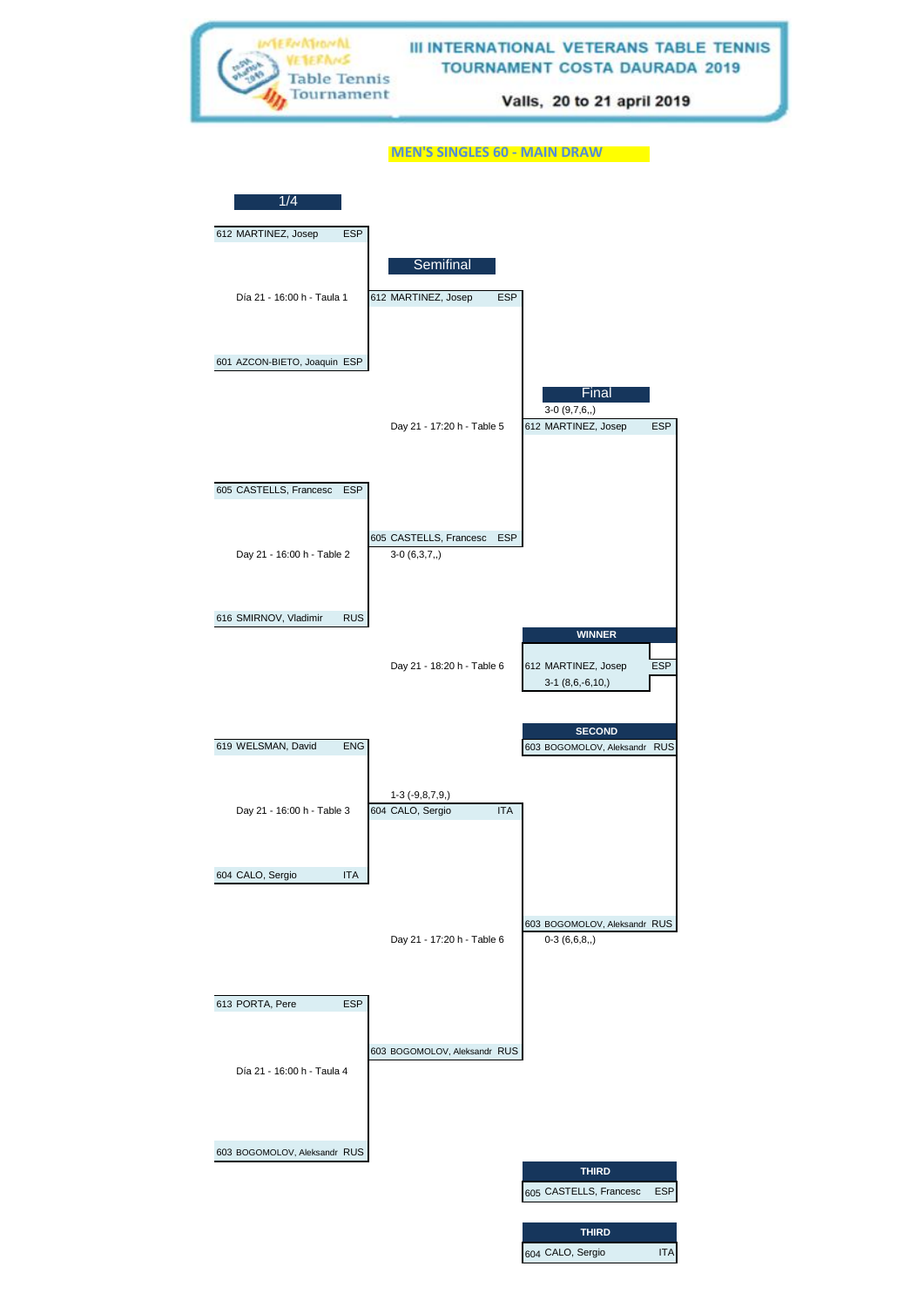# III INTERNATIONAL VETERANS TABLE TENNIS TOURNAMENT COSTA DAURADA 2019

Valls, 20 to 21 april 2019

## MEN'S SINGLES 60 - MAIN DRAW

### 1/4

612 MARTINEZ, Josep ESP

Día 21 - 16:00 h - Taula 1

601 AZCON-BIETO, Joaquin ESP

605 CASTELLS, Francesc ESP

Day 21 - 16:00 h - Table 2

616 SMIRNOV, Vladimir RUS

619 WELSMAN, David ENG

Day 21 - 16:00 h - Table 3

604 CALO, Sergio ITA

613 PORTA, Pere ESP

Día 21 - 16:00 h - Taula 4

603 BOGOMOLOV, Aleksandr RUS

### Semifinal

612 MARTINEZ, Josep ESP

Day 21 - 17:20 h - Table 5

605 CASTELLS, Francesc ESP
3-0 (6,3,7,,)

1-3 (-9,8,7,9,)
604 CALO, Sergio ITA

Day 21 - 17:20 h - Table 6

603 BOGOMOLOV, Aleksandr RUS

### Final

3-0 (9,7,6,,)
612 MARTINEZ, Josep ESP

Day 21 - 18:20 h - Table 6

603 BOGOMOLOV, Aleksandr RUS
0-3 (6,6,8,,)

**WINNER**

612 MARTINEZ, Josep ESP
3-1 (8,6,-6,10,)

**SECOND**

603 BOGOMOLOV, Aleksandr RUS

**THIRD**

605 CASTELLS, Francesc ESP

**THIRD**

604 CALO, Sergio ITA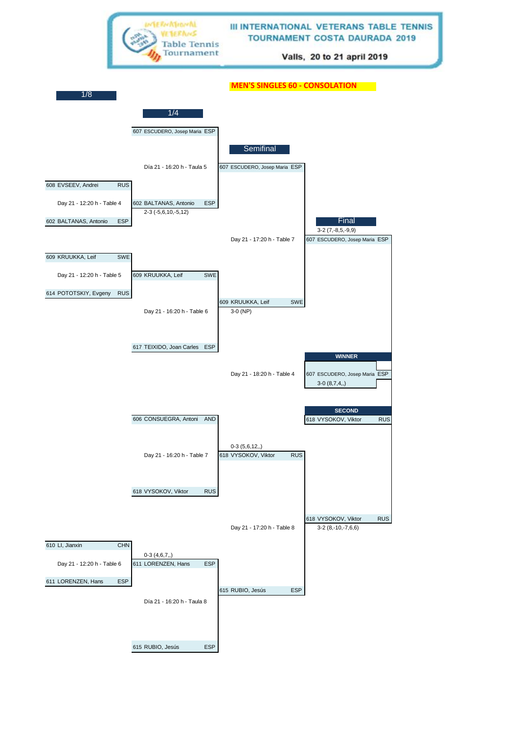# III INTERNATIONAL VETERANS TABLE TENNIS TOURNAMENT COSTA DAURADA 2019

Valls, 20 to 21 april 2019

## MEN'S SINGLES 60 - CONSOLATION

### 1/8

608 EVSEEV, Andrei RUS
Day 21 - 12:20 h - Table 4
602 BALTANAS, Antonio ESP

609 KRUUKKA, Leif SWE
Day 21 - 12:20 h - Table 5
614 POTOTSKIY, Evgeny RUS

610 LI, Jianxin CHN
Day 21 - 12:20 h - Table 6
611 LORENZEN, Hans ESP

### 1/4

607 ESCUDERO, Josep Maria ESP
Día 21 - 16:20 h - Taula 5
602 BALTANAS, Antonio ESP
2-3 (-5,6,10,-5,12)

609 KRUUKKA, Leif SWE
Day 21 - 16:20 h - Table 6
617 TEIXIDO, Joan Carles ESP

606 CONSUEGRA, Antoni AND
Day 21 - 16:20 h - Table 7
618 VYSOKOV, Viktor RUS

0-3 (4,6,7,,)
611 LORENZEN, Hans ESP
Día 21 - 16:20 h - Taula 8
615 RUBIO, Jesús ESP

### Semifinal

607 ESCUDERO, Josep Maria ESP
Day 21 - 17:20 h - Table 7
609 KRUUKKA, Leif SWE
3-0 (NP)

0-3 (5,6,12,,)
618 VYSOKOV, Viktor RUS
Day 21 - 17:20 h - Table 8
615 RUBIO, Jesús ESP

### Final

3-2 (7,-8,5,-9,9)
607 ESCUDERO, Josep Maria ESP
Day 21 - 18:20 h - Table 4
618 VYSOKOV, Viktor RUS
3-2 (8,-10,-7,6,6)

**WINNER**

607 ESCUDERO, Josep Maria ESP
3-0 (8,7,4,,)

**SECOND**

618 VYSOKOV, Viktor RUS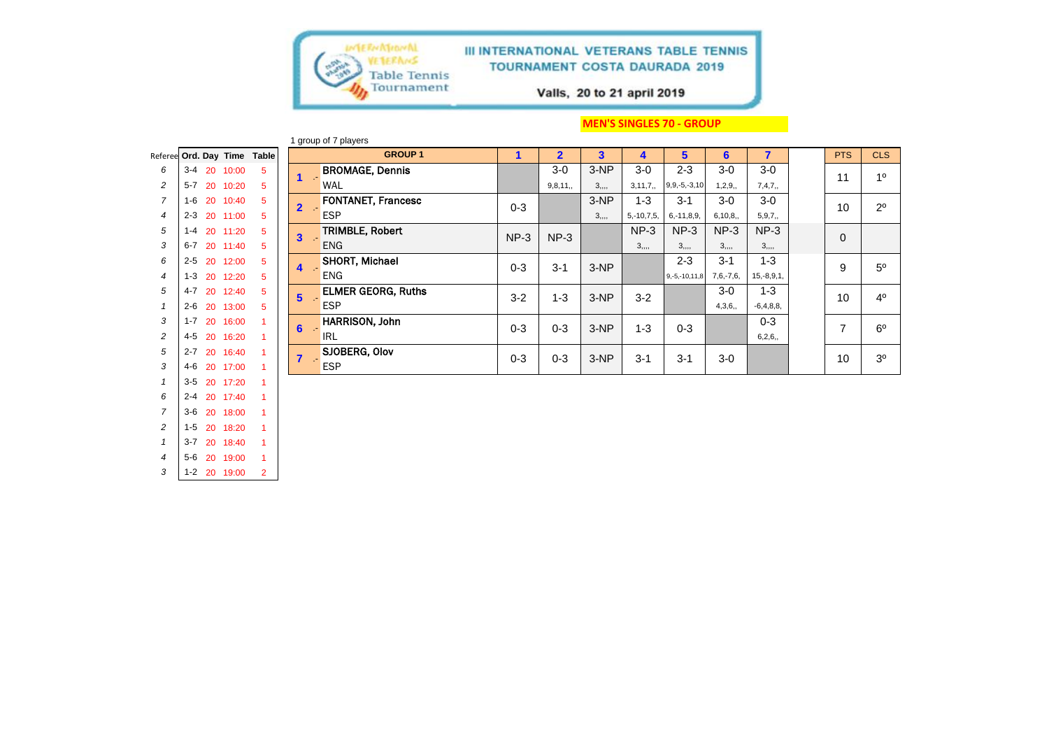# III INTERNATIONAL VETERANS TABLE TENNIS TOURNAMENT COSTA DAURADA 2019

Valls, 20 to 21 april 2019

## MEN'S SINGLES 70 - GROUP

1 group of 7 players

| Referee | Ord. | Day | Time | Table |
|---|---|---|---|---|
| 6 | 3-4 | 20 | 10:00 | 5 |
| 2 | 5-7 | 20 | 10:20 | 5 |
| 7 | 1-6 | 20 | 10:40 | 5 |
| 4 | 2-3 | 20 | 11:00 | 5 |
| 5 | 1-4 | 20 | 11:20 | 5 |
| 3 | 6-7 | 20 | 11:40 | 5 |
| 6 | 2-5 | 20 | 12:00 | 5 |
| 4 | 1-3 | 20 | 12:20 | 5 |
| 5 | 4-7 | 20 | 12:40 | 5 |
| 1 | 2-6 | 20 | 13:00 | 5 |
| 3 | 1-7 | 20 | 16:00 | 1 |
| 2 | 4-5 | 20 | 16:20 | 1 |
| 5 | 2-7 | 20 | 16:40 | 1 |
| 3 | 4-6 | 20 | 17:00 | 1 |
| 1 | 3-5 | 20 | 17:20 | 1 |
| 6 | 2-4 | 20 | 17:40 | 1 |
| 7 | 3-6 | 20 | 18:00 | 1 |
| 2 | 1-5 | 20 | 18:20 | 1 |
| 1 | 3-7 | 20 | 18:40 | 1 |
| 4 | 5-6 | 20 | 19:00 | 1 |
| 3 | 1-2 | 20 | 19:00 | 2 |

| | GROUP 1 | 1 | 2 | 3 | 4 | 5 | 6 | 7 | | PTS | CLS |
|---|---|---|---|---|---|---|---|---|---|---|---|
| 1 .- | BROMAGE, Dennis WAL | | 3-0 9,8,11,, | 3-NP 3,,,, | 3-0 3,11,7,, | 2-3 9,9,-5,-3,10 | 3-0 1,2,9,, | 3-0 7,4,7,, | | 11 | 1º |
| 2 .- | FONTANET, Francesc ESP | 0-3 | | 3-NP 3,,,, | 1-3 5,-10,7,5, | 3-1 6,-11,8,9, | 3-0 6,10,8,, | 3-0 5,9,7,, | | 10 | 2º |
| 3 .- | TRIMBLE, Robert ENG | NP-3 | NP-3 | | NP-3 3,,,, | NP-3 3,,,, | NP-3 3,,,, | NP-3 3,,,, | | 0 | |
| 4 .- | SHORT, Michael ENG | 0-3 | 3-1 | 3-NP | | 2-3 9,-5,-10,11,8 | 3-1 7,6,-7,6, | 1-3 15,-8,9,1, | | 9 | 5º |
| 5 .- | ELMER GEORG, Ruths ESP | 3-2 | 1-3 | 3-NP | 3-2 | | 3-0 4,3,6,, | 1-3 -6,4,8,8, | | 10 | 4º |
| 6 .- | HARRISON, John IRL | 0-3 | 0-3 | 3-NP | 1-3 | 0-3 | | 0-3 6,2,6,, | | 7 | 6º |
| 7 .- | SJOBERG, Olov ESP | 0-3 | 0-3 | 3-NP | 3-1 | 3-1 | 3-0 | | | 10 | 3º |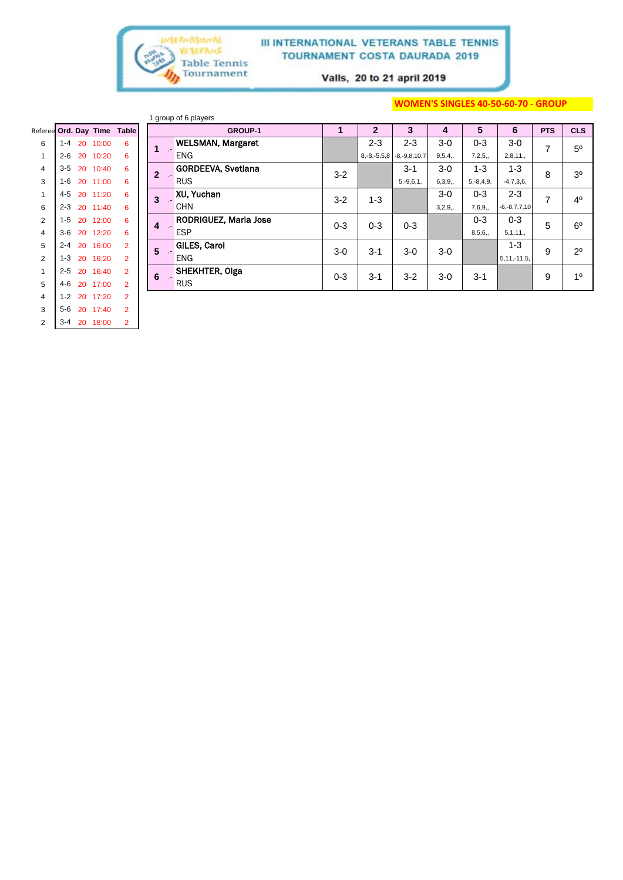# III INTERNATIONAL VETERANS TABLE TENNIS TOURNAMENT COSTA DAURADA 2019

Valls, 20 to 21 april 2019

**WOMEN'S SINGLES 40-50-60-70 - GROUP**

1 group of 6 players

| Referee | Ord. | Day | Time | Table |
|---|---|---|---|---|
| 6 | 1-4 | 20 | 10:00 | 6 |
| 1 | 2-6 | 20 | 10:20 | 6 |
| 4 | 3-5 | 20 | 10:40 | 6 |
| 3 | 1-6 | 20 | 11:00 | 6 |
| 1 | 4-5 | 20 | 11:20 | 6 |
| 6 | 2-3 | 20 | 11:40 | 6 |
| 2 | 1-5 | 20 | 12:00 | 6 |
| 4 | 3-6 | 20 | 12:20 | 6 |
| 5 | 2-4 | 20 | 16:00 | 2 |
| 2 | 1-3 | 20 | 16:20 | 2 |
| 1 | 2-5 | 20 | 16:40 | 2 |
| 5 | 4-6 | 20 | 17:00 | 2 |
| 4 | 1-2 | 20 | 17:20 | 2 |
| 3 | 5-6 | 20 | 17:40 | 2 |
| 2 | 3-4 | 20 | 18:00 | 2 |

| | GROUP-1 | 1 | 2 | 3 | 4 | 5 | 6 | PTS | CLS |
|---|---|---|---|---|---|---|---|---|---|
| 1 .- | WELSMAN, Margaret ENG | | 2-3 8,-8,-5,5,8 | 2-3 -8,-9,8,10,7 | 3-0 9,5,4,, | 0-3 7,2,5,, | 3-0 2,8,11,, | 7 | 5º |
| 2 .- | GORDEEVA, Svetlana RUS | 3-2 | | 3-1 5,-9,6,1, | 3-0 6,3,9,, | 1-3 5,-8,4,9, | 1-3 -4,7,3,6, | 8 | 3º |
| 3 .- | XU, Yuchan CHN | 3-2 | 1-3 | | 3-0 3,2,9,, | 0-3 7,6,9,, | 2-3 -6,-8,7,7,10 | 7 | 4º |
| 4 .- | RODRIGUEZ, Maria Jose ESP | 0-3 | 0-3 | 0-3 | | 0-3 8,5,6,, | 0-3 5,1,11,, | 5 | 6º |
| 5 .- | GILES, Carol ENG | 3-0 | 3-1 | 3-0 | 3-0 | | 1-3 5,11,-11,5, | 9 | 2º |
| 6 .- | SHEKHTER, Olga RUS | 0-3 | 3-1 | 3-2 | 3-0 | 3-1 | | 9 | 1º |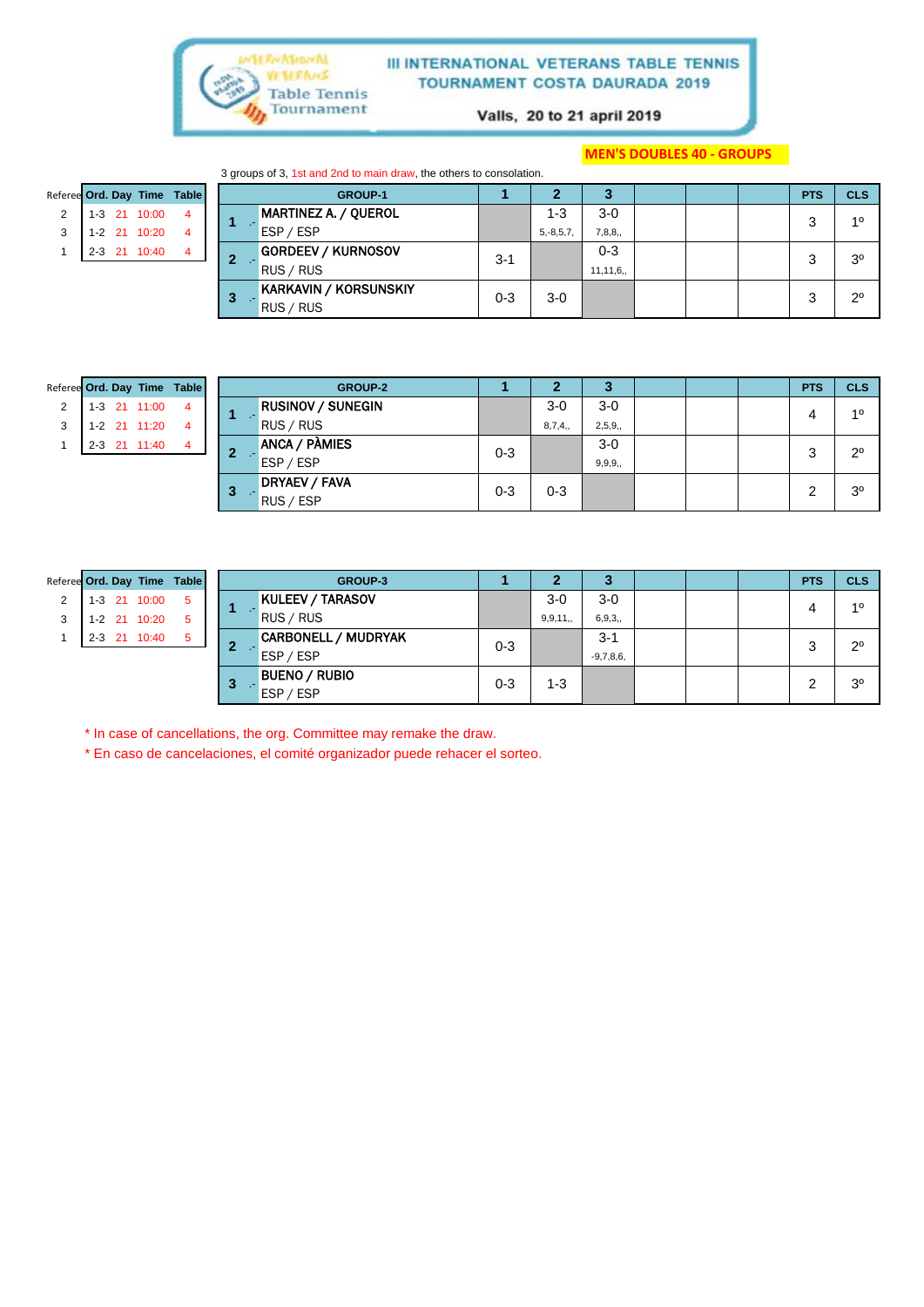# III INTERNATIONAL VETERANS TABLE TENNIS TOURNAMENT COSTA DAURADA 2019

Valls, 20 to 21 april 2019

**MEN'S DOUBLES 40 - GROUPS**

3 groups of 3, 1st and 2nd to main draw, the others to consolation.

| Referee | Ord. | Day | Time | Table |
|---|---|---|---|---|
| 2 | 1-3 | 21 | 10:00 | 4 |
| 3 | 1-2 | 21 | 10:20 | 4 |
| 1 | 2-3 | 21 | 10:40 | 4 |

| | GROUP-1 | 1 | 2 | 3 | | | | PTS | CLS |
|---|---|---|---|---|---|---|---|---|---|
| 1 .- | MARTINEZ A. / QUEROL<br>ESP / ESP | | 1-3<br>5,-8,5,7, | 3-0<br>7,8,8,, | | | | 3 | 1º |
| 2 .- | GORDEEV / KURNOSOV<br>RUS / RUS | 3-1 | | 0-3<br>11,11,6,, | | | | 3 | 3º |
| 3 .- | KARKAVIN / KORSUNSKIY<br>RUS / RUS | 0-3 | 3-0 | | | | | 3 | 2º |

| Referee | Ord. | Day | Time | Table |
|---|---|---|---|---|
| 2 | 1-3 | 21 | 11:00 | 4 |
| 3 | 1-2 | 21 | 11:20 | 4 |
| 1 | 2-3 | 21 | 11:40 | 4 |

| | GROUP-2 | 1 | 2 | 3 | | | | PTS | CLS |
|---|---|---|---|---|---|---|---|---|---|
| 1 .- | RUSINOV / SUNEGIN<br>RUS / RUS | | 3-0<br>8,7,4,, | 3-0<br>2,5,9,, | | | | 4 | 1º |
| 2 .- | ANCA / PÀMIES<br>ESP / ESP | 0-3 | | 3-0<br>9,9,9,, | | | | 3 | 2º |
| 3 .- | DRYAEV / FAVA<br>RUS / ESP | 0-3 | 0-3 | | | | | 2 | 3º |

| Referee | Ord. | Day | Time | Table |
|---|---|---|---|---|
| 2 | 1-3 | 21 | 10:00 | 5 |
| 3 | 1-2 | 21 | 10:20 | 5 |
| 1 | 2-3 | 21 | 11:40 | 5 |

| | GROUP-3 | 1 | 2 | 3 | | | | PTS | CLS |
|---|---|---|---|---|---|---|---|---|---|
| 1 .- | KULEEV / TARASOV<br>RUS / RUS | | 3-0<br>9,9,11,, | 3-0<br>6,9,3,, | | | | 4 | 1º |
| 2 .- | CARBONELL / MUDRYAK<br>ESP / ESP | 0-3 | | 3-1<br>-9,7,8,6, | | | | 3 | 2º |
| 3 .- | BUENO / RUBIO<br>ESP / ESP | 0-3 | 1-3 | | | | | 2 | 3º |

\* In case of cancellations, the org. Committee may remake the draw.

\* En caso de cancelaciones, el comité organizador puede rehacer el sorteo.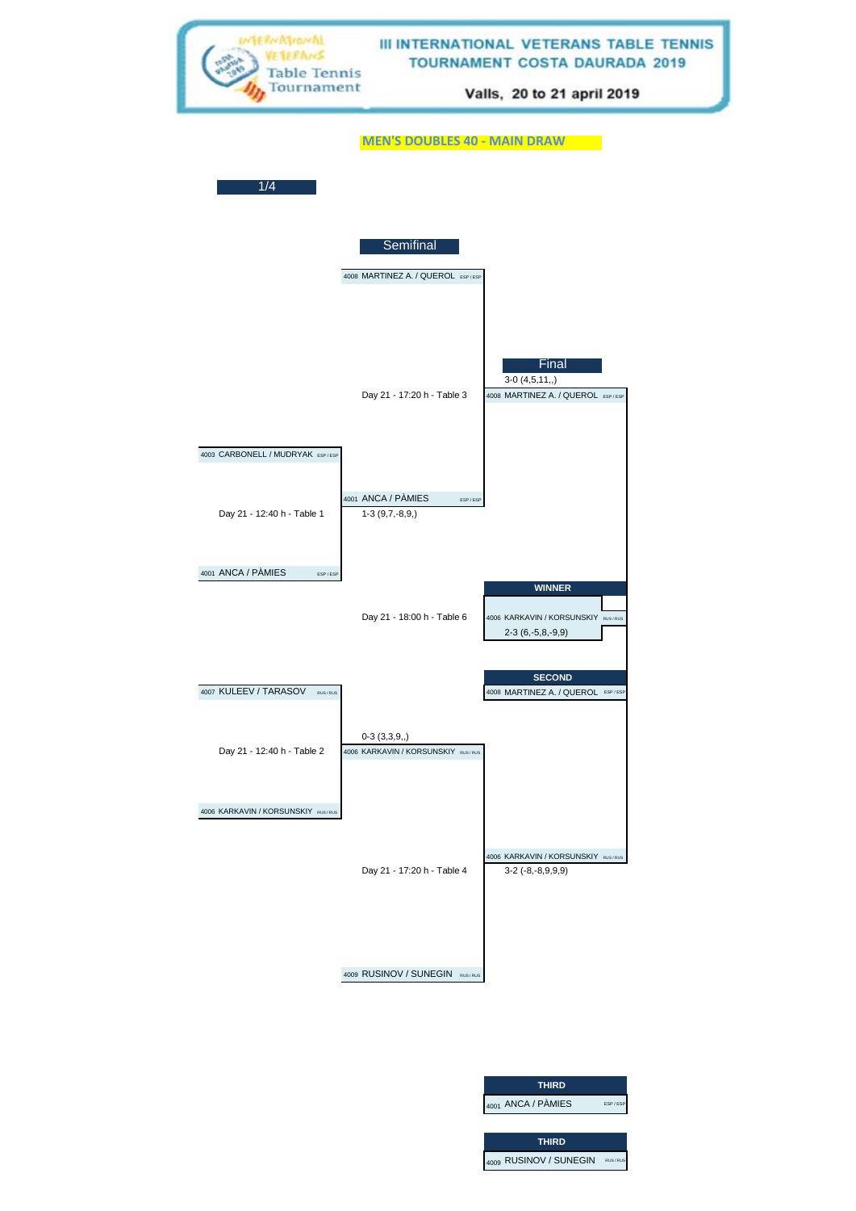# III INTERNATIONAL VETERANS TABLE TENNIS TOURNAMENT COSTA DAURADA 2019

Valls, 20 to 21 april 2019

## MEN'S DOUBLES 40 - MAIN DRAW

### 1/4

4003 CARBONELL / MUDRYAK ESP / ESP

Day 21 - 12:40 h - Table 1

4001 ANCA / PÀMIES ESP / ESP

4007 KULEEV / TARASOV RUS / RUS

Day 21 - 12:40 h - Table 2

4006 KARKAVIN / KORSUNSKIY RUS / RUS

### Semifinal

4008 MARTINEZ A. / QUEROL ESP / ESP

Day 21 - 17:20 h - Table 3

4001 ANCA / PÀMIES ESP / ESP
1-3 (9,7,-8,9,)

Day 21 - 18:00 h - Table 6

0-3 (3,3,9,,)
4006 KARKAVIN / KORSUNSKIY RUS / RUS

Day 21 - 17:20 h - Table 4

4009 RUSINOV / SUNEGIN RUS / RUS

### Final

3-0 (4,5,11,,)
4008 MARTINEZ A. / QUEROL ESP / ESP

4006 KARKAVIN / KORSUNSKIY RUS / RUS
3-2 (-8,-8,9,9,9)

**WINNER**

4006 KARKAVIN / KORSUNSKIY RUS / RUS
2-3 (6,-5,8,-9,9)

**SECOND**

4008 MARTINEZ A. / QUEROL ESP / ESP

**THIRD**

4001 ANCA / PÀMIES ESP / ESP

**THIRD**

4009 RUSINOV / SUNEGIN RUS / RUS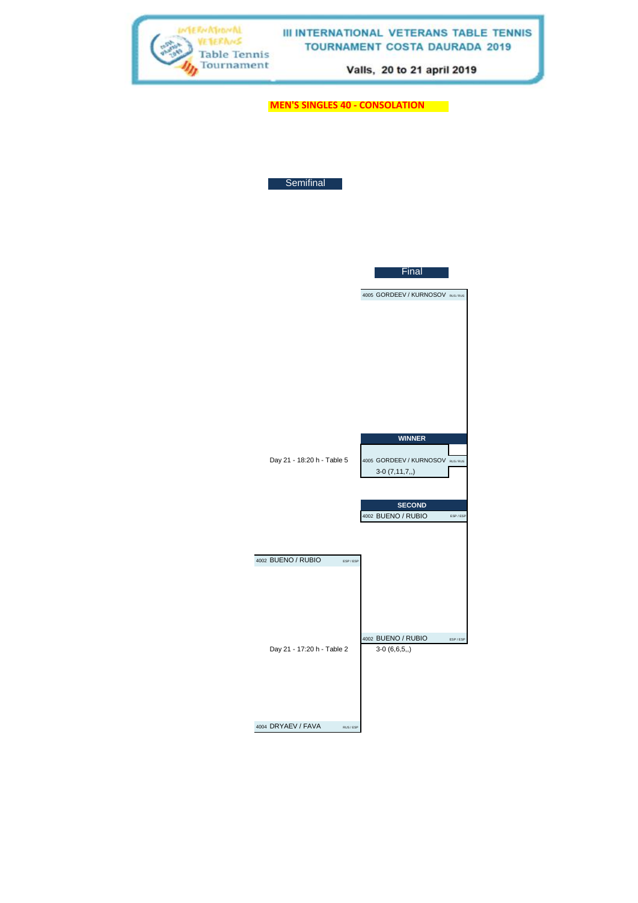# III INTERNATIONAL VETERANS TABLE TENNIS TOURNAMENT COSTA DAURADA 2019

Valls, 20 to 21 april 2019

## MEN'S SINGLES 40 - CONSOLATION

### Semifinal

4002 BUENO / RUBIO ESP / ESP

Day 21 - 17:20 h - Table 2

4004 DRYAEV / FAVA RUS / ESP

### Final

4005 GORDEEV / KURNOSOV RUS / RUS

Day 21 - 18:20 h - Table 5

4002 BUENO / RUBIO ESP / ESP
3-0 (6,6,5,,)

**WINNER**

4005 GORDEEV / KURNOSOV RUS / RUS
3-0 (7,11,7,,)

**SECOND**

4002 BUENO / RUBIO ESP / ESP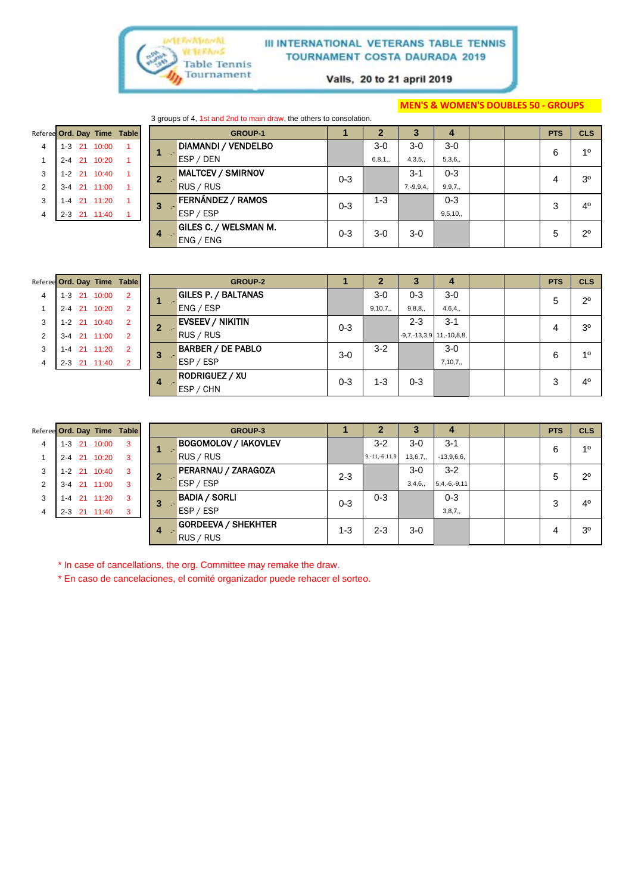# III INTERNATIONAL VETERANS TABLE TENNIS TOURNAMENT COSTA DAURADA 2019

Valls, 20 to 21 april 2019

**MEN'S & WOMEN'S DOUBLES 50 - GROUPS**

3 groups of 4, 1st and 2nd to main draw, the others to consolation.

| Referee | Ord. | Day | Time | Table |
|---|---|---|---|---|
| 4 | 1-3 | 21 | 10:00 | 1 |
| 1 | 2-4 | 21 | 10:20 | 1 |
| 3 | 1-2 | 21 | 10:40 | 1 |
| 2 | 3-4 | 21 | 11:00 | 1 |
| 3 | 1-4 | 21 | 11:20 | 1 |
| 4 | 2-3 | 21 | 11:40 | 1 |

| | GROUP-1 | 1 | 2 | 3 | 4 | | | PTS | CLS |
|---|---|---|---|---|---|---|---|---|---|
| 1 | DIAMANDI / VENDELBO<br>ESP / DEN | | 3-0<br>6,8,1,, | 3-0<br>4,3,5,, | 3-0<br>5,3,6,, | | | 6 | 1º |
| 2 | MALTCEV / SMIRNOV<br>RUS / RUS | 0-3 | | 3-1<br>7,-9,9,4, | 0-3<br>9,9,7,, | | | 4 | 3º |
| 3 | FERNÁNDEZ / RAMOS<br>ESP / ESP | 0-3 | 1-3 | | 0-3<br>9,5,10,, | | | 3 | 4º |
| 4 | GILES C. / WELSMAN M.<br>ENG / ENG | 0-3 | 3-0 | 3-0 | | | | 5 | 2º |

| Referee | Ord. | Day | Time | Table |
|---|---|---|---|---|
| 4 | 1-3 | 21 | 10:00 | 2 |
| 1 | 2-4 | 21 | 10:20 | 2 |
| 3 | 1-2 | 21 | 10:40 | 2 |
| 2 | 3-4 | 21 | 11:00 | 2 |
| 3 | 1-4 | 21 | 11:20 | 2 |
| 4 | 2-3 | 21 | 11:40 | 2 |

| | GROUP-2 | 1 | 2 | 3 | 4 | | | PTS | CLS |
|---|---|---|---|---|---|---|---|---|---|
| 1 | GILES P. / BALTANAS<br>ENG / ESP | | 3-0<br>9,10,7,, | 0-3<br>9,8,8,, | 3-0<br>4,6,4,, | | | 5 | 2º |
| 2 | EVSEEV / NIKITIN<br>RUS / RUS | 0-3 | | 2-3<br>-9,7,-13,3,9 | 3-1<br>11,-10,8,8, | | | 4 | 3º |
| 3 | BARBER / DE PABLO<br>ESP / ESP | 3-0 | 3-2 | | 3-0<br>7,10,7,, | | | 6 | 1º |
| 4 | RODRIGUEZ / XU<br>ESP / CHN | 0-3 | 1-3 | 0-3 | | | | 3 | 4º |

| Referee | Ord. | Day | Time | Table |
|---|---|---|---|---|
| 4 | 1-3 | 21 | 10:00 | 3 |
| 1 | 2-4 | 21 | 10:20 | 3 |
| 3 | 1-2 | 21 | 10:40 | 3 |
| 2 | 3-4 | 21 | 11:00 | 3 |
| 3 | 1-4 | 21 | 11:20 | 3 |
| 4 | 2-3 | 21 | 11:40 | 3 |

| | GROUP-3 | 1 | 2 | 3 | 4 | | | PTS | CLS |
|---|---|---|---|---|---|---|---|---|---|
| 1 | BOGOMOLOV / IAKOVLEV<br>RUS / RUS | | 3-2<br>9,-11,-6,11,9 | 3-0<br>13,6,7,, | 3-1<br>-13,9,6,6, | | | 6 | 1º |
| 2 | PERARNAU / ZARAGOZA<br>ESP / ESP | 2-3 | | 3-0<br>3,4,6,, | 3-2<br>5,4,-6,-9,11 | | | 5 | 2º |
| 3 | BADIA / SORLI<br>ESP / ESP | 0-3 | 0-3 | | 0-3<br>3,8,7,, | | | 3 | 4º |
| 4 | GORDEEVA / SHEKHTER<br>RUS / RUS | 1-3 | 2-3 | 3-0 | | | | 4 | 3º |

* In case of cancellations, the org. Committee may remake the draw.
* En caso de cancelaciones, el comité organizador puede rehacer el sorteo.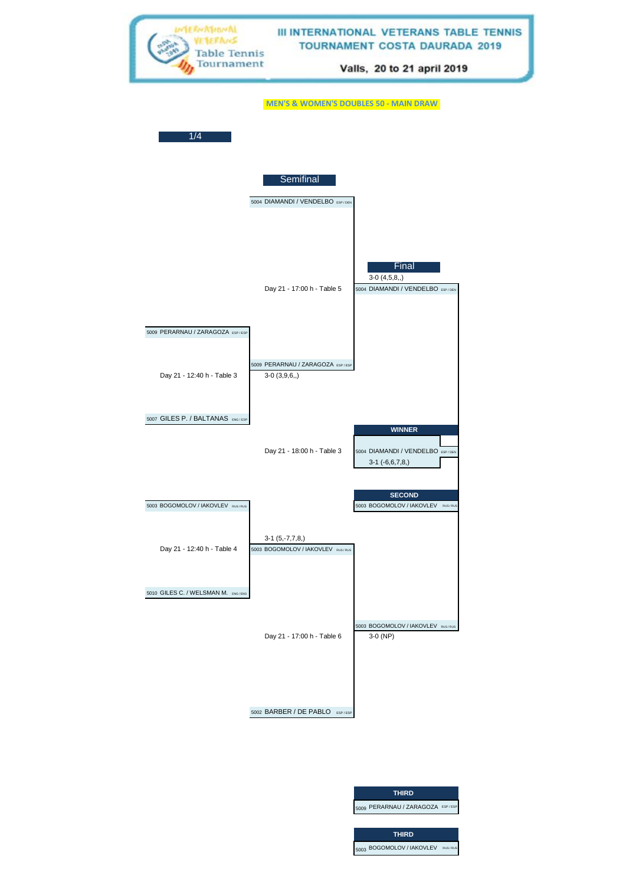# III INTERNATIONAL VETERANS TABLE TENNIS TOURNAMENT COSTA DAURADA 2019

**Valls, 20 to 21 april 2019**

## MEN'S & WOMEN'S DOUBLES 50 - MAIN DRAW

### 1/4

- 5009 PERARNAU / ZARAGOZA ESP / ESP vs 5007 GILES P. / BALTANAS ENG / ESP — Day 21 - 12:40 h - Table 3 → 5009 PERARNAU / ZARAGOZA ESP / ESP 3-0 (3,9,6,,)
- 5003 BOGOMOLOV / IAKOVLEV RUS / RUS vs 5010 GILES C. / WELSMAN M. ENG / ENG — Day 21 - 12:40 h - Table 4 → 5003 BOGOMOLOV / IAKOVLEV RUS / RUS 3-1 (5,-7,7,8,)

### Semifinal

- 5004 DIAMANDI / VENDELBO ESP / DEN vs 5009 PERARNAU / ZARAGOZA ESP / ESP — Day 21 - 17:00 h - Table 5 → 5004 DIAMANDI / VENDELBO ESP / DEN 3-0 (4,5,8,,)
- 5003 BOGOMOLOV / IAKOVLEV RUS / RUS vs 5002 BARBER / DE PABLO ESP / ESP — Day 21 - 17:00 h - Table 6 → 5003 BOGOMOLOV / IAKOVLEV RUS / RUS 3-0 (NP)

### Final

- 5004 DIAMANDI / VENDELBO ESP / DEN vs 5003 BOGOMOLOV / IAKOVLEV RUS / RUS — Day 21 - 18:00 h - Table 3 → 5004 DIAMANDI / VENDELBO ESP / DEN 3-1 (-6,6,7,8,)

| WINNER |
|---|
| 5004 DIAMANDI / VENDELBO ESP / DEN |

| SECOND |
|---|
| 5003 BOGOMOLOV / IAKOVLEV RUS / RUS |

| THIRD |
|---|
| 5009 PERARNAU / ZARAGOZA ESP / ESP |

| THIRD |
|---|
| 5003 BOGOMOLOV / IAKOVLEV RUS / RUS |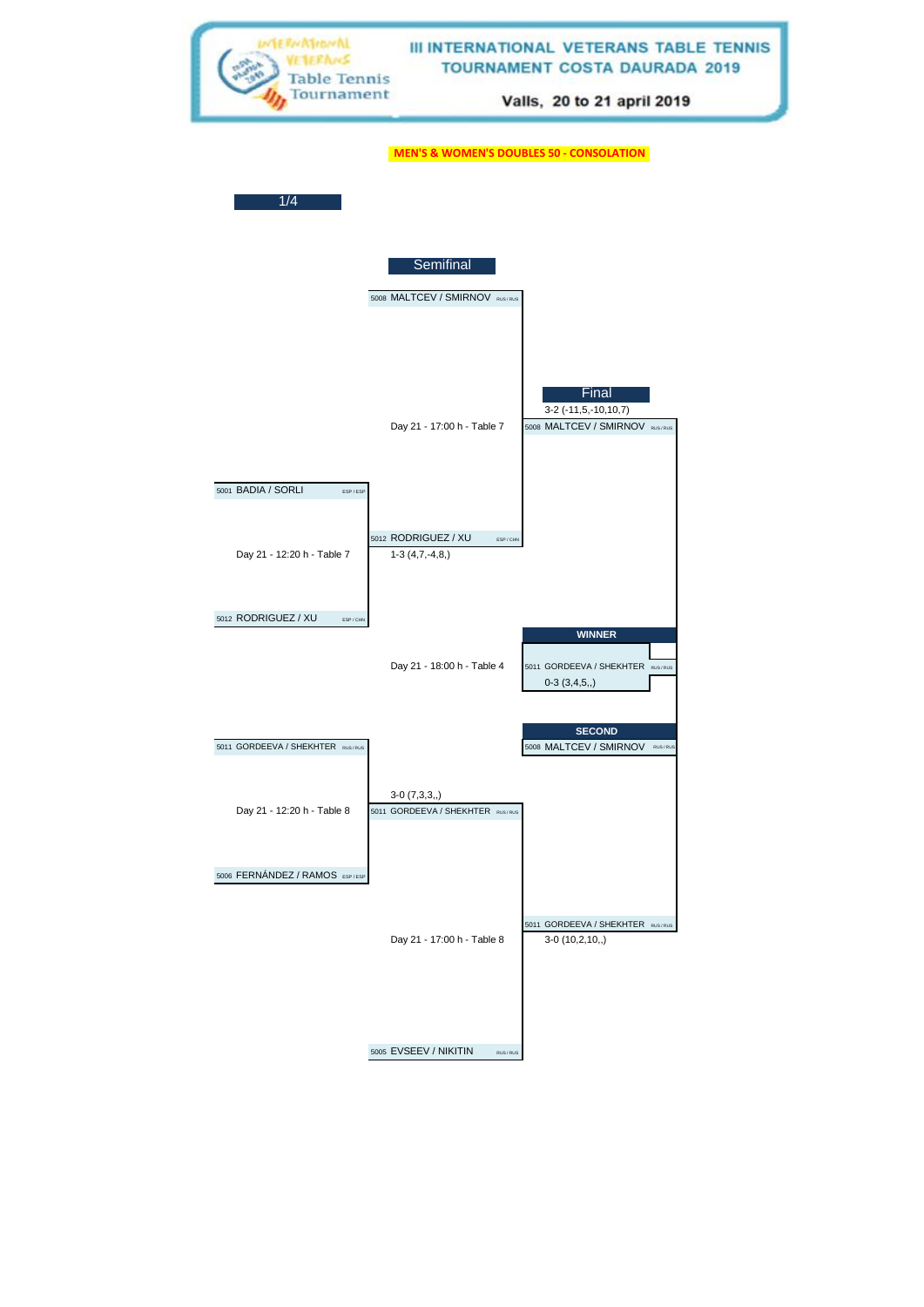# III INTERNATIONAL VETERANS TABLE TENNIS TOURNAMENT COSTA DAURADA 2019

Valls, 20 to 21 april 2019

**MEN'S & WOMEN'S DOUBLES 50 - CONSOLATION**

## 1/4

- 5001 BADIA / SORLI ESP / ESP
- Day 21 - 12:20 h - Table 7
- 5012 RODRIGUEZ / XU ESP / CHN

- 5011 GORDEEVA / SHEKHTER RUS / RUS
- Day 21 - 12:20 h - Table 8
- 5006 FERNÁNDEZ / RAMOS ESP / ESP

## Semifinal

- 5008 MALTCEV / SMIRNOV RUS / RUS
- Day 21 - 17:00 h - Table 7
- 5012 RODRIGUEZ / XU ESP / CHN — 1-3 (4,7,-4,8,)

- 3-0 (7,3,3,,) 5011 GORDEEVA / SHEKHTER RUS / RUS
- Day 21 - 17:00 h - Table 8
- 5005 EVSEEV / NIKITIN RUS / RUS

## Final

- 3-2 (-11,5,-10,10,7) 5008 MALTCEV / SMIRNOV RUS / RUS
- Day 21 - 18:00 h - Table 4
- 5011 GORDEEVA / SHEKHTER RUS / RUS — 3-0 (10,2,10,,)

**WINNER**

5011 GORDEEVA / SHEKHTER RUS / RUS — 0-3 (3,4,5,,)

**SECOND**

5008 MALTCEV / SMIRNOV RUS / RUS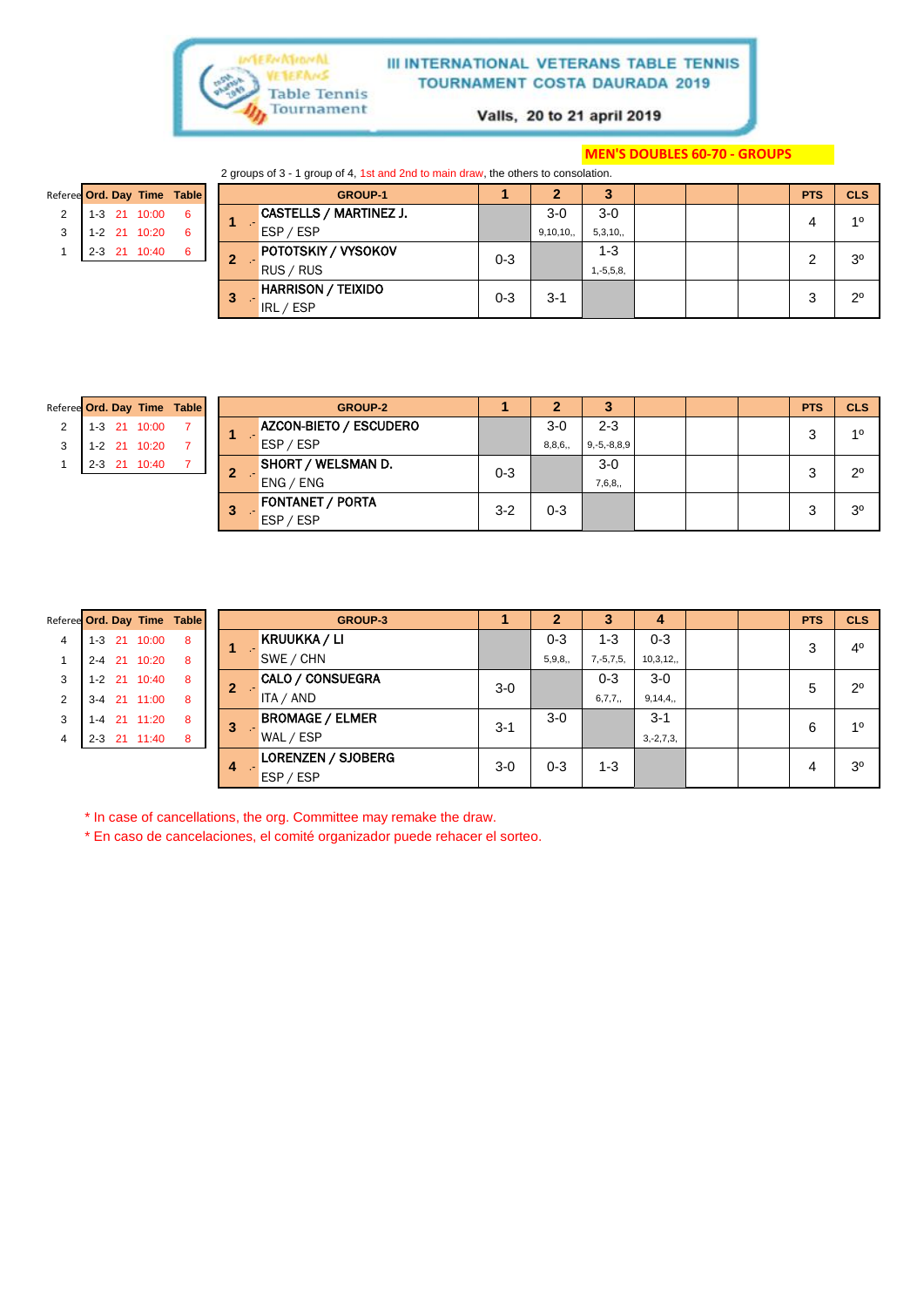# III INTERNATIONAL VETERANS TABLE TENNIS TOURNAMENT COSTA DAURADA 2019

Valls, 20 to 21 april 2019

**MEN'S DOUBLES 60-70 - GROUPS**

2 groups of 3 - 1 group of 4, 1st and 2nd to main draw, the others to consolation.

| Referee | Ord. | Day | Time | Table |
|---|---|---|---|---|
| 2 | 1-3 | 21 | 10:00 | 6 |
| 3 | 1-2 | 21 | 10:20 | 6 |
| 1 | 2-3 | 21 | 10:40 | 6 |

| | GROUP-1 | 1 | 2 | 3 | | | | PTS | CLS |
|---|---|---|---|---|---|---|---|---|---|
| 1 | CASTELLS / MARTINEZ J. ESP / ESP | | 3-0 9,10,10,, | 3-0 5,3,10,, | | | | 4 | 1º |
| 2 | POTOTSKIY / VYSOKOV RUS / RUS | 0-3 | | 1-3 1,-5,5,8, | | | | 2 | 3º |
| 3 | HARRISON / TEIXIDO IRL / ESP | 0-3 | 3-1 | | | | | 3 | 2º |

| Referee | Ord. | Day | Time | Table |
|---|---|---|---|---|
| 2 | 1-3 | 21 | 10:00 | 7 |
| 3 | 1-2 | 21 | 10:20 | 7 |
| 1 | 2-3 | 21 | 10:40 | 7 |

| | GROUP-2 | 1 | 2 | 3 | | | | PTS | CLS |
|---|---|---|---|---|---|---|---|---|---|
| 1 | AZCON-BIETO / ESCUDERO ESP / ESP | | 3-0 8,8,6,, | 2-3 9,-5,-8,8,9 | | | | 3 | 1º |
| 2 | SHORT / WELSMAN D. ENG / ENG | 0-3 | | 3-0 7,6,8,, | | | | 3 | 2º |
| 3 | FONTANET / PORTA ESP / ESP | 3-2 | 0-3 | | | | | 3 | 3º |

| Referee | Ord. | Day | Time | Table |
|---|---|---|---|---|
| 4 | 1-3 | 21 | 10:00 | 8 |
| 1 | 2-4 | 21 | 10:20 | 8 |
| 3 | 1-2 | 21 | 10:40 | 8 |
| 2 | 3-4 | 21 | 11:00 | 8 |
| 3 | 1-4 | 21 | 11:20 | 8 |
| 4 | 2-3 | 21 | 11:40 | 8 |

| | GROUP-3 | 1 | 2 | 3 | 4 | | | PTS | CLS |
|---|---|---|---|---|---|---|---|---|---|
| 1 | KRUUKKA / LI SWE / CHN | | 0-3 5,9,8,, | 1-3 7,-5,7,5, | 0-3 10,3,12,, | | | 3 | 4º |
| 2 | CALO / CONSUEGRA ITA / AND | 3-0 | | 0-3 6,7,7,, | 3-0 9,14,4,, | | | 5 | 2º |
| 3 | BROMAGE / ELMER WAL / ESP | 3-1 | 3-0 | | 3-1 3,-2,7,3, | | | 6 | 1º |
| 4 | LORENZEN / SJOBERG ESP / ESP | 3-0 | 0-3 | 1-3 | | | | 4 | 3º |

\* In case of cancellations, the org. Committee may remake the draw.

\* En caso de cancelaciones, el comité organizador puede rehacer el sorteo.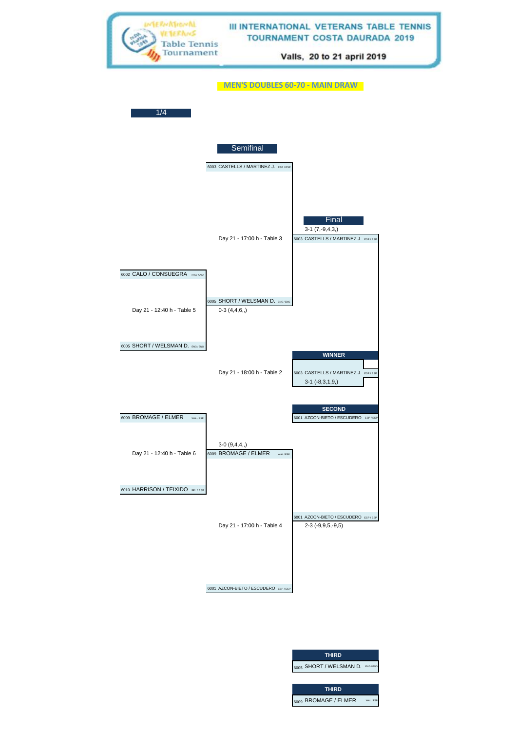# III INTERNATIONAL VETERANS TABLE TENNIS TOURNAMENT COSTA DAURADA 2019

Valls, 20 to 21 april 2019

## MEN'S DOUBLES 60-70 - MAIN DRAW

### 1/4

6002 CALO / CONSUEGRA ITA / AND
Day 21 - 12:40 h - Table 5
6005 SHORT / WELSMAN D. ENG / ENG

6009 BROMAGE / ELMER WAL / ESP
Day 21 - 12:40 h - Table 6
6010 HARRISON / TEIXIDO IRL / ESP

### Semifinal

6003 CASTELLS / MARTINEZ J. ESP / ESP
Day 21 - 17:00 h - Table 3
6005 SHORT / WELSMAN D. ENG / ENG
0-3 (4,4,6,,)

3-0 (9,4,4,,)
6009 BROMAGE / ELMER WAL / ESP
Day 21 - 17:00 h - Table 4
6001 AZCON-BIETO / ESCUDERO ESP / ESP

### Final

3-1 (7,-9,4,3,)
6003 CASTELLS / MARTINEZ J. ESP / ESP
Day 21 - 18:00 h - Table 2
6001 AZCON-BIETO / ESCUDERO ESP / ESP
2-3 (-9,9,5,-9,5)

**WINNER**
6003 CASTELLS / MARTINEZ J. ESP / ESP
3-1 (-8,3,1,9,)

**SECOND**
6001 AZCON-BIETO / ESCUDERO ESP / ESP

**THIRD**
6005 SHORT / WELSMAN D. ENG / ENG

**THIRD**
6009 BROMAGE / ELMER WAL / ESP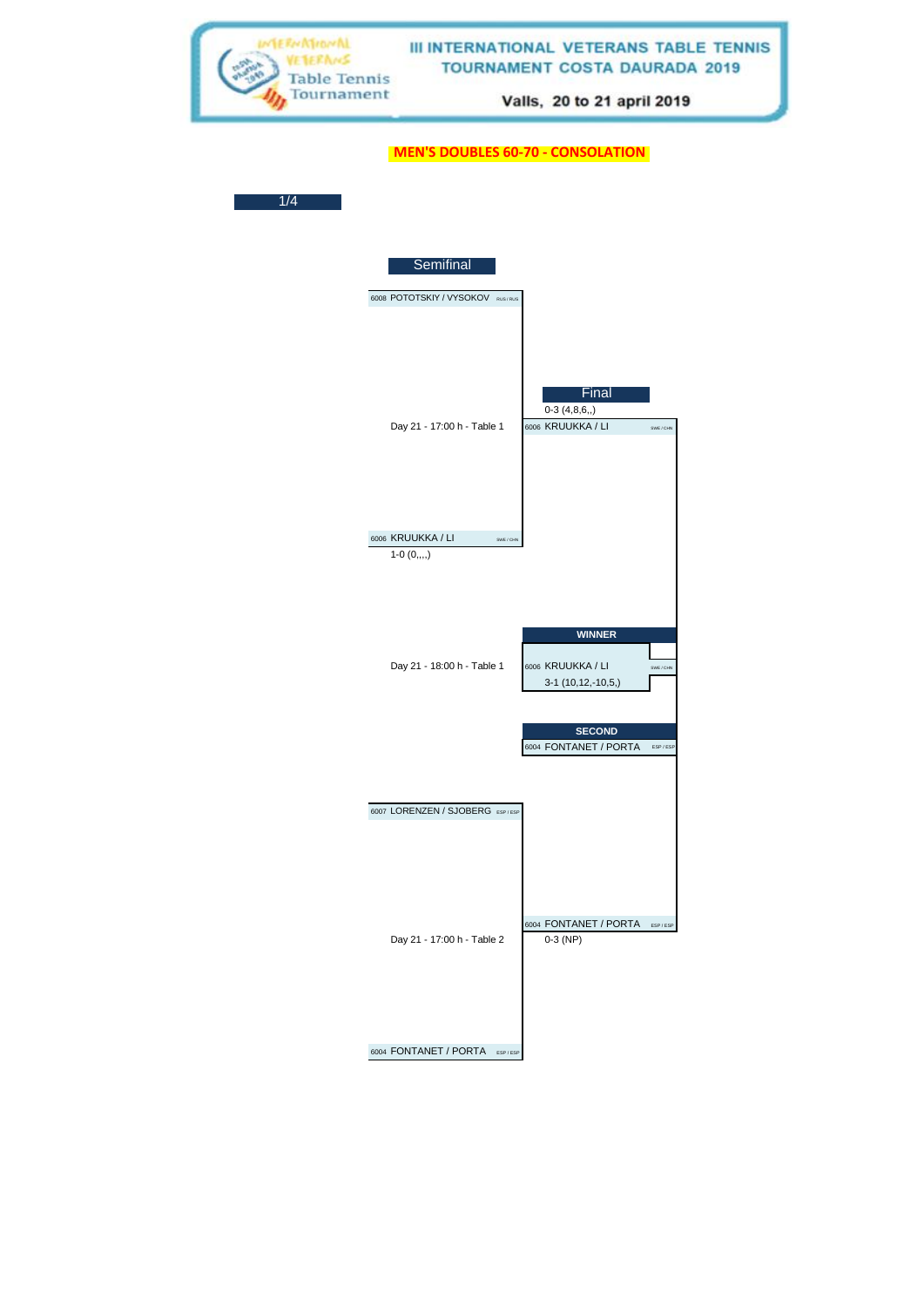III INTERNATIONAL VETERANS TABLE TENNIS TOURNAMENT COSTA DAURADA 2019

Valls, 20 to 21 april 2019

## MEN'S DOUBLES 60-70 - CONSOLATION

1/4

Semifinal

6008 POTOTSKIY / VYSOKOV RUS / RUS

Day 21 - 17:00 h - Table 1

6006 KRUUKKA / LI SWE / CHN

1-0 (0,,,,)

Final

0-3 (4,8,6,,)

6006 KRUUKKA / LI SWE / CHN

Day 21 - 18:00 h - Table 1

**WINNER**

6006 KRUUKKA / LI SWE / CHN

3-1 (10,12,-10,5,)

**SECOND**

6004 FONTANET / PORTA ESP / ESP

6007 LORENZEN / SJOBERG ESP / ESP

Day 21 - 17:00 h - Table 2

6004 FONTANET / PORTA ESP / ESP

0-3 (NP)

6004 FONTANET / PORTA ESP / ESP